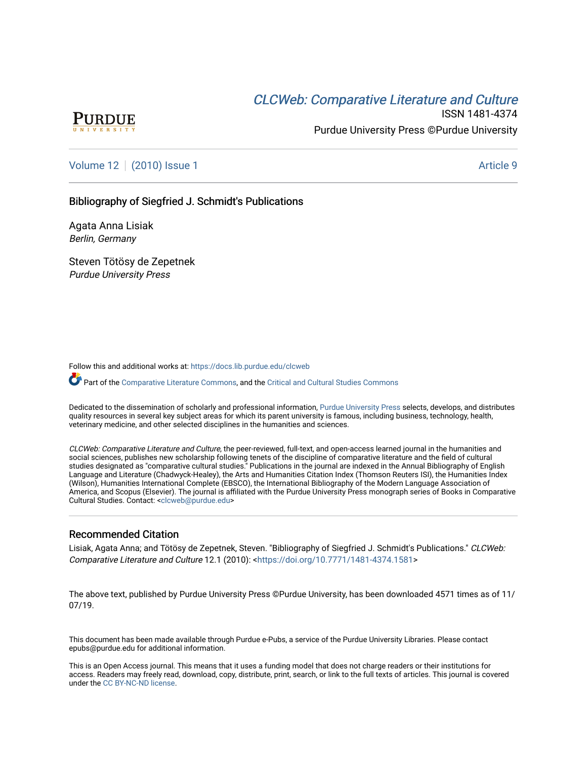# CLCWeb: Comparative Literature and Culture

ISSN 1481-4374

Purdue University Press ©Purdue University

Volume 12 | (2010) Issue 1 | Article 9

## Bibliography of Siegfried J. Schmidt's Publications

Agata Anna Lisiak
*Berlin, Germany*

Steven Tötösy de Zepetnek
*Purdue University Press*

Follow this and additional works at: https://docs.lib.purdue.edu/clcweb

Part of the Comparative Literature Commons, and the Critical and Cultural Studies Commons

Dedicated to the dissemination of scholarly and professional information, Purdue University Press selects, develops, and distributes quality resources in several key subject areas for which its parent university is famous, including business, technology, health, veterinary medicine, and other selected disciplines in the humanities and sciences.

*CLCWeb: Comparative Literature and Culture*, the peer-reviewed, full-text, and open-access learned journal in the humanities and social sciences, publishes new scholarship following tenets of the discipline of comparative literature and the field of cultural studies designated as "comparative cultural studies." Publications in the journal are indexed in the Annual Bibliography of English Language and Literature (Chadwyck-Healey), the Arts and Humanities Citation Index (Thomson Reuters ISI), the Humanities Index (Wilson), Humanities International Complete (EBSCO), the International Bibliography of the Modern Language Association of America, and Scopus (Elsevier). The journal is affiliated with the Purdue University Press monograph series of Books in Comparative Cultural Studies. Contact: <clcweb@purdue.edu>

### Recommended Citation

Lisiak, Agata Anna; and Tötösy de Zepetnek, Steven. "Bibliography of Siegfried J. Schmidt's Publications." *CLCWeb: Comparative Literature and Culture* 12.1 (2010): <https://doi.org/10.7771/1481-4374.1581>

The above text, published by Purdue University Press ©Purdue University, has been downloaded 4571 times as of 11/07/19.

This document has been made available through Purdue e-Pubs, a service of the Purdue University Libraries. Please contact epubs@purdue.edu for additional information.

This is an Open Access journal. This means that it uses a funding model that does not charge readers or their institutions for access. Readers may freely read, download, copy, distribute, print, search, or link to the full texts of articles. This journal is covered under the CC BY-NC-ND license.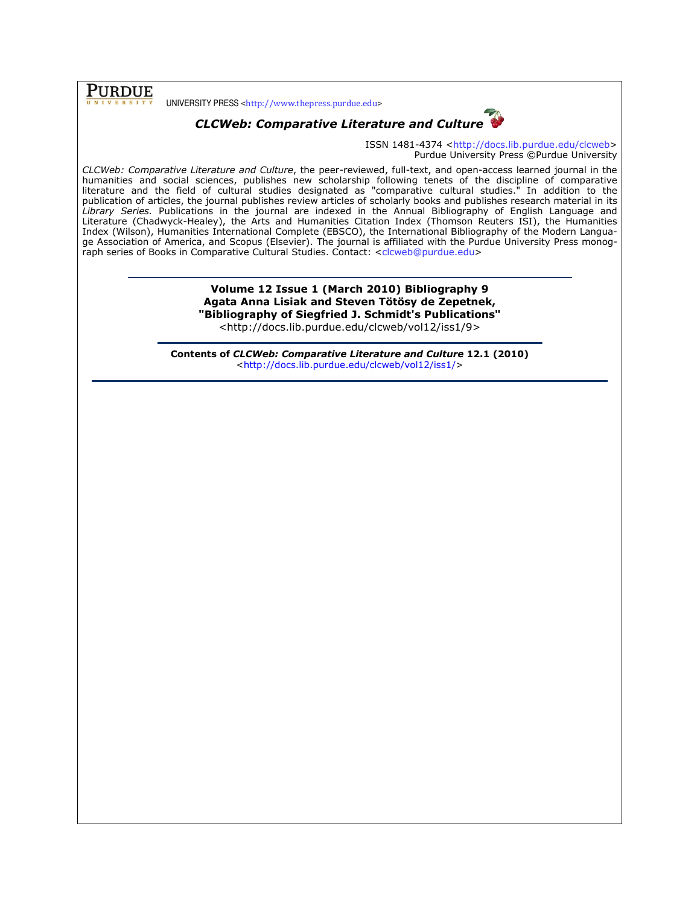PURDUE UNIVERSITY PRESS <http://www.thepress.purdue.edu>

# *CLCWeb: Comparative Literature and Culture*

ISSN 1481-4374 <http://docs.lib.purdue.edu/clcweb>
Purdue University Press ©Purdue University

*CLCWeb: Comparative Literature and Culture*, the peer-reviewed, full-text, and open-access learned journal in the humanities and social sciences, publishes new scholarship following tenets of the discipline of comparative literature and the field of cultural studies designated as "comparative cultural studies." In addition to the publication of articles, the journal publishes review articles of scholarly books and publishes research material in its *Library Series*. Publications in the journal are indexed in the Annual Bibliography of English Language and Literature (Chadwyck-Healey), the Arts and Humanities Citation Index (Thomson Reuters ISI), the Humanities Index (Wilson), Humanities International Complete (EBSCO), the International Bibliography of the Modern Language Association of America, and Scopus (Elsevier). The journal is affiliated with the Purdue University Press monograph series of Books in Comparative Cultural Studies. Contact: <clcweb@purdue.edu>

---

**Volume 12 Issue 1 (March 2010) Bibliography 9**
**Agata Anna Lisiak and Steven Tötösy de Zepetnek,**
**"Bibliography of Siegfried J. Schmidt's Publications"**
<http://docs.lib.purdue.edu/clcweb/vol12/iss1/9>

---

**Contents of *CLCWeb: Comparative Literature and Culture* 12.1 (2010)**
<http://docs.lib.purdue.edu/clcweb/vol12/iss1/>

---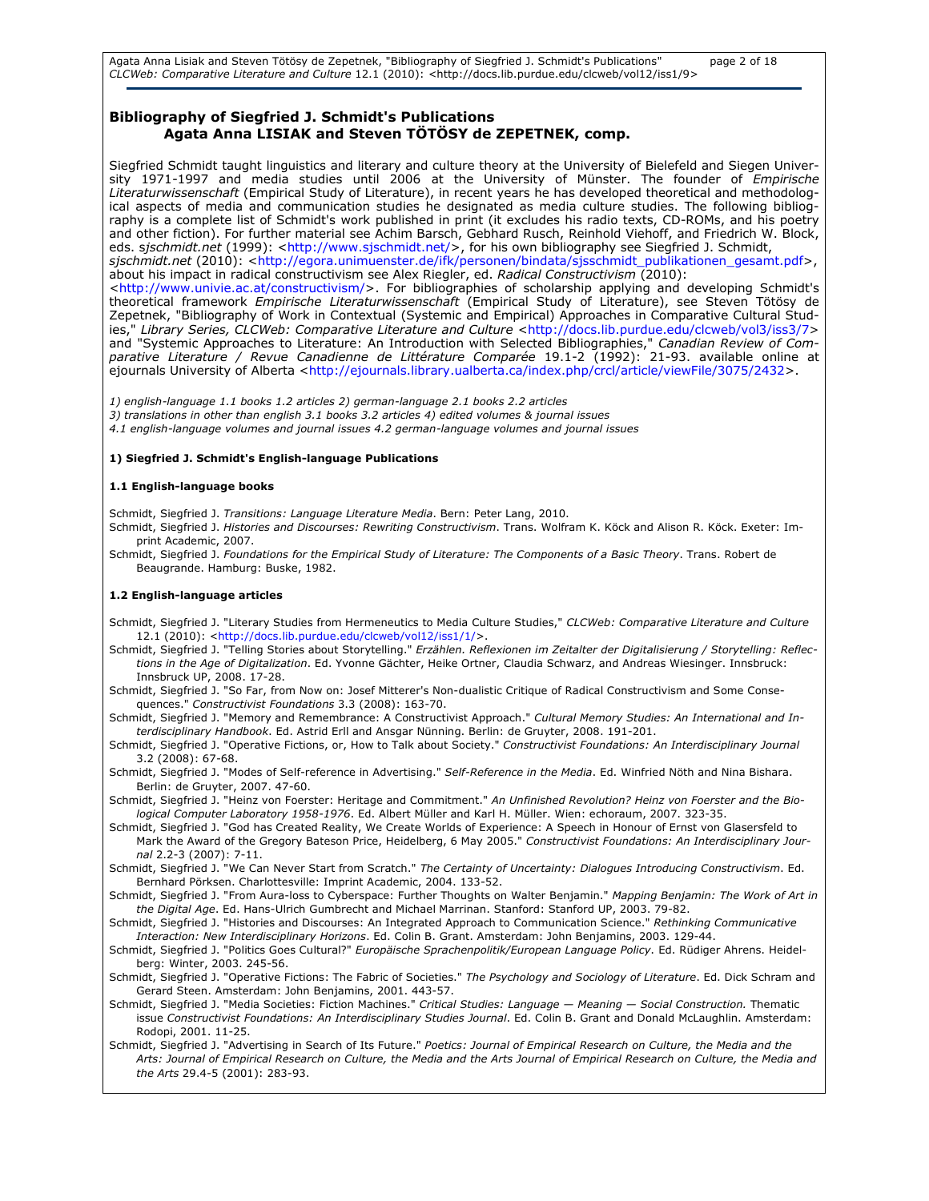## Bibliography of Siegfried J. Schmidt's Publications
### Agata Anna LISIAK and Steven TÖTÖSY de ZEPETNEK, comp.

Siegfried Schmidt taught linguistics and literary and culture theory at the University of Bielefeld and Siegen University 1971-1997 and media studies until 2006 at the University of Münster. The founder of *Empirische Literaturwissenschaft* (Empirical Study of Literature), in recent years he has developed theoretical and methodological aspects of media and communication studies he designated as media culture studies. The following bibliography is a complete list of Schmidt's work published in print (it excludes his radio texts, CD-ROMs, and his poetry and other fiction). For further material see Achim Barsch, Gebhard Rusch, Reinhold Viehoff, and Friedrich W. Block, eds. *sjschmidt.net* (1999): <http://www.sjschmidt.net/>, for his own bibliography see Siegfried J. Schmidt, *sjschmidt.net* (2010): <http://egora.unimuenster.de/ifk/personen/bindata/sjsschmidt_publikationen_gesamt.pdf>, about his impact in radical constructivism see Alex Riegler, ed. *Radical Constructivism* (2010): <http://www.univie.ac.at/constructivism/>. For bibliographies of scholarship applying and developing Schmidt's theoretical framework *Empirische Literaturwissenschaft* (Empirical Study of Literature), see Steven Tötösy de Zepetnek, "Bibliography of Work in Contextual (Systemic and Empirical) Approaches in Comparative Cultural Studies," *Library Series, CLCWeb: Comparative Literature and Culture* <http://docs.lib.purdue.edu/clcweb/vol3/iss3/7> and "Systemic Approaches to Literature: An Introduction with Selected Bibliographies," *Canadian Review of Comparative Literature / Revue Canadienne de Littérature Comparée* 19.1-2 (1992): 21-93. available online at ejournals University of Alberta <http://ejournals.library.ualberta.ca/index.php/crcl/article/viewFile/3075/2432>.

*1) english-language 1.1 books 1.2 articles 2) german-language 2.1 books 2.2 articles*
*3) translations in other than english 3.1 books 3.2 articles 4) edited volumes & journal issues*
*4.1 english-language volumes and journal issues 4.2 german-language volumes and journal issues*

#### 1) Siegfried J. Schmidt's English-language Publications

##### 1.1 English-language books

Schmidt, Siegfried J. *Transitions: Language Literature Media*. Bern: Peter Lang, 2010.

Schmidt, Siegfried J. *Histories and Discourses: Rewriting Constructivism*. Trans. Wolfram K. Köck and Alison R. Köck. Exeter: Imprint Academic, 2007.

Schmidt, Siegfried J. *Foundations for the Empirical Study of Literature: The Components of a Basic Theory*. Trans. Robert de Beaugrande. Hamburg: Buske, 1982.

##### 1.2 English-language articles

Schmidt, Siegfried J. "Literary Studies from Hermeneutics to Media Culture Studies," *CLCWeb: Comparative Literature and Culture* 12.1 (2010): <http://docs.lib.purdue.edu/clcweb/vol12/iss1/1/>.

Schmidt, Siegfried J. "Telling Stories about Storytelling." *Erzählen. Reflexionen im Zeitalter der Digitalisierung / Storytelling: Reflections in the Age of Digitalization*. Ed. Yvonne Gächter, Heike Ortner, Claudia Schwarz, and Andreas Wiesinger. Innsbruck: Innsbruck UP, 2008. 17-28.

Schmidt, Siegfried J. "So Far, from Now on: Josef Mitterer's Non-dualistic Critique of Radical Constructivism and Some Consequences." *Constructivist Foundations* 3.3 (2008): 163-70.

Schmidt, Siegfried J. "Memory and Remembrance: A Constructivist Approach." *Cultural Memory Studies: An International and Interdisciplinary Handbook*. Ed. Astrid Erll and Ansgar Nünning. Berlin: de Gruyter, 2008. 191-201.

Schmidt, Siegfried J. "Operative Fictions, or, How to Talk about Society." *Constructivist Foundations: An Interdisciplinary Journal* 3.2 (2008): 67-68.

Schmidt, Siegfried J. "Modes of Self-reference in Advertising." *Self-Reference in the Media*. Ed. Winfried Nöth and Nina Bishara. Berlin: de Gruyter, 2007. 47-60.

Schmidt, Siegfried J. "Heinz von Foerster: Heritage and Commitment." *An Unfinished Revolution? Heinz von Foerster and the Biological Computer Laboratory 1958-1976*. Ed. Albert Müller and Karl H. Müller. Wien: echoraum, 2007. 323-35.

Schmidt, Siegfried J. "God has Created Reality, We Create Worlds of Experience: A Speech in Honour of Ernst von Glasersfeld to Mark the Award of the Gregory Bateson Price, Heidelberg, 6 May 2005." *Constructivist Foundations: An Interdisciplinary Journal* 2.2-3 (2007): 7-11.

Schmidt, Siegfried J. "We Can Never Start from Scratch." *The Certainty of Uncertainty: Dialogues Introducing Constructivism*. Ed. Bernhard Pörksen. Charlottesville: Imprint Academic, 2004. 133-52.

Schmidt, Siegfried J. "From Aura-loss to Cyberspace: Further Thoughts on Walter Benjamin." *Mapping Benjamin: The Work of Art in the Digital Age*. Ed. Hans-Ulrich Gumbrecht and Michael Marrinan. Stanford: Stanford UP, 2003. 79-82.

Schmidt, Siegfried J. "Histories and Discourses: An Integrated Approach to Communication Science." *Rethinking Communicative Interaction: New Interdisciplinary Horizons*. Ed. Colin B. Grant. Amsterdam: John Benjamins, 2003. 129-44.

Schmidt, Siegfried J. "Politics Goes Cultural?" *Europäische Sprachenpolitik/European Language Policy*. Ed. Rüdiger Ahrens. Heidelberg: Winter, 2003. 245-56.

Schmidt, Siegfried J. "Operative Fictions: The Fabric of Societies." *The Psychology and Sociology of Literature*. Ed. Dick Schram and Gerard Steen. Amsterdam: John Benjamins, 2001. 443-57.

Schmidt, Siegfried J. "Media Societies: Fiction Machines." *Critical Studies: Language — Meaning — Social Construction.* Thematic issue *Constructivist Foundations: An Interdisciplinary Studies Journal*. Ed. Colin B. Grant and Donald McLaughlin. Amsterdam: Rodopi, 2001. 11-25.

Schmidt, Siegfried J. "Advertising in Search of Its Future." *Poetics: Journal of Empirical Research on Culture, the Media and the Arts: Journal of Empirical Research on Culture, the Media and the Arts Journal of Empirical Research on Culture, the Media and the Arts* 29.4-5 (2001): 283-93.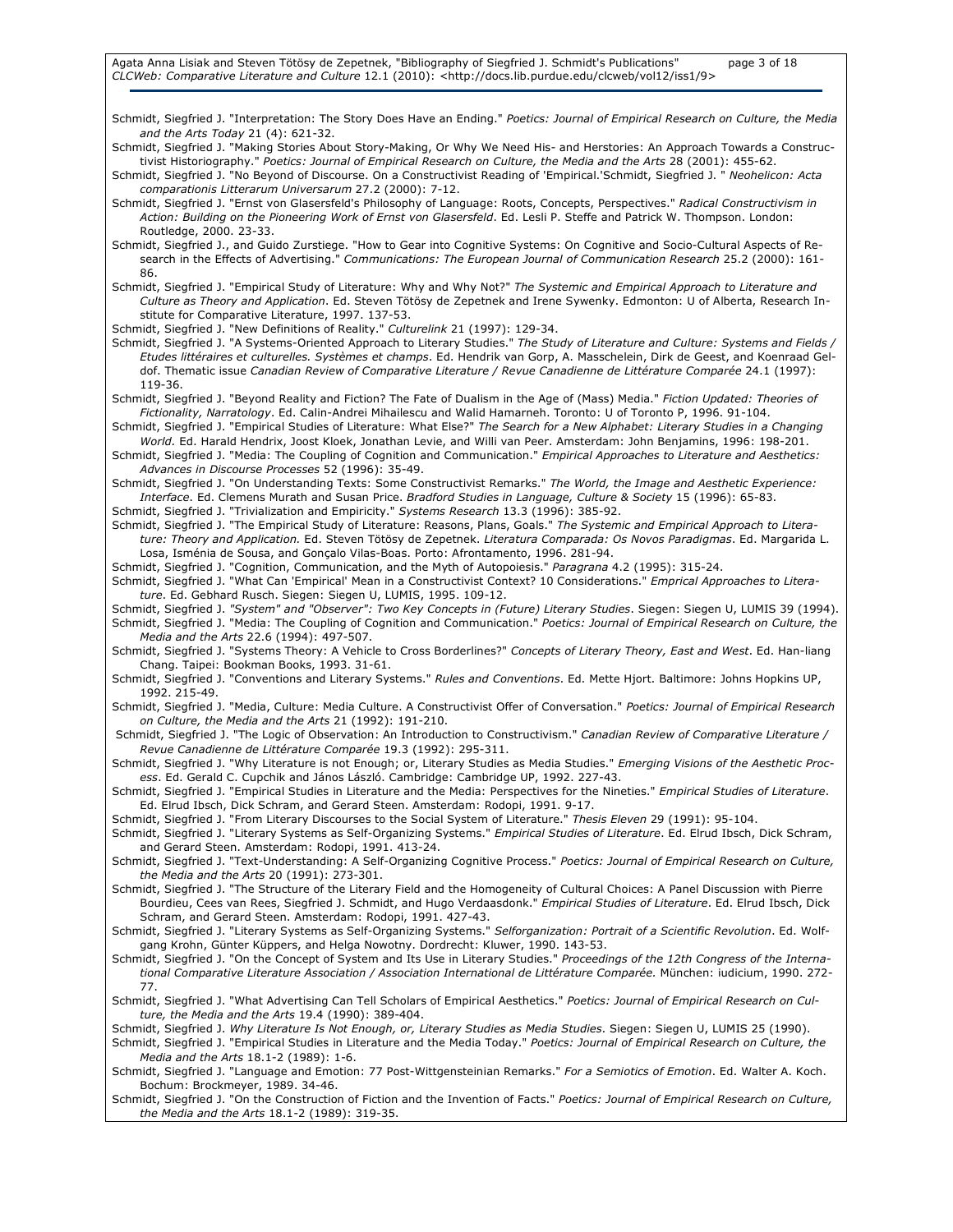Schmidt, Siegfried J. "Interpretation: The Story Does Have an Ending." *Poetics: Journal of Empirical Research on Culture, the Media and the Arts Today* 21 (4): 621-32.

Schmidt, Siegfried J. "Making Stories About Story-Making, Or Why We Need His- and Herstories: An Approach Towards a Constructivist Historiography." *Poetics: Journal of Empirical Research on Culture, the Media and the Arts* 28 (2001): 455-62.

Schmidt, Siegfried J. "No Beyond of Discourse. On a Constructivist Reading of 'Empirical.'Schmidt, Siegfried J. " *Neohelicon: Acta comparationis Litterarum Universarum* 27.2 (2000): 7-12.

Schmidt, Siegfried J. "Ernst von Glasersfeld's Philosophy of Language: Roots, Concepts, Perspectives." *Radical Constructivism in Action: Building on the Pioneering Work of Ernst von Glasersfeld*. Ed. Lesli P. Steffe and Patrick W. Thompson. London: Routledge, 2000. 23-33.

Schmidt, Siegfried J., and Guido Zurstiege. "How to Gear into Cognitive Systems: On Cognitive and Socio-Cultural Aspects of Research in the Effects of Advertising." *Communications: The European Journal of Communication Research* 25.2 (2000): 161-86.

Schmidt, Siegfried J. "Empirical Study of Literature: Why and Why Not?" *The Systemic and Empirical Approach to Literature and Culture as Theory and Application*. Ed. Steven Tötösy de Zepetnek and Irene Sywenky. Edmonton: U of Alberta, Research Institute for Comparative Literature, 1997. 137-53.

Schmidt, Siegfried J. "New Definitions of Reality." *Culturelink* 21 (1997): 129-34.

Schmidt, Siegfried J. "A Systems-Oriented Approach to Literary Studies." *The Study of Literature and Culture: Systems and Fields / Etudes littéraires et culturelles. Systèmes et champs*. Ed. Hendrik van Gorp, A. Masschelein, Dirk de Geest, and Koenraad Geldof. Thematic issue *Canadian Review of Comparative Literature / Revue Canadienne de Littérature Comparée* 24.1 (1997): 119-36.

Schmidt, Siegfried J. "Beyond Reality and Fiction? The Fate of Dualism in the Age of (Mass) Media." *Fiction Updated: Theories of Fictionality, Narratology*. Ed. Calin-Andrei Mihailescu and Walid Hamarneh. Toronto: U of Toronto P, 1996. 91-104.

Schmidt, Siegfried J. "Empirical Studies of Literature: What Else?" *The Search for a New Alphabet: Literary Studies in a Changing World*. Ed. Harald Hendrix, Joost Kloek, Jonathan Levie, and Willi van Peer. Amsterdam: John Benjamins, 1996: 198-201.

Schmidt, Siegfried J. "Media: The Coupling of Cognition and Communication." *Empirical Approaches to Literature and Aesthetics: Advances in Discourse Processes* 52 (1996): 35-49.

Schmidt, Siegfried J. "On Understanding Texts: Some Constructivist Remarks." *The World, the Image and Aesthetic Experience: Interface*. Ed. Clemens Murath and Susan Price. *Bradford Studies in Language, Culture & Society* 15 (1996): 65-83.

Schmidt, Siegfried J. "Trivialization and Empiricity." *Systems Research* 13.3 (1996): 385-92.

Schmidt, Siegfried J. "The Empirical Study of Literature: Reasons, Plans, Goals." *The Systemic and Empirical Approach to Literature: Theory and Application.* Ed. Steven Tötösy de Zepetnek. *Literatura Comparada: Os Novos Paradigmas*. Ed. Margarida L. Losa, Isménia de Sousa, and Gonçalo Vilas-Boas. Porto: Afrontamento, 1996. 281-94.

Schmidt, Siegfried J. "Cognition, Communication, and the Myth of Autopoiesis." *Paragrana* 4.2 (1995): 315-24.

Schmidt, Siegfried J. "What Can 'Empirical' Mean in a Constructivist Context? 10 Considerations." *Emprical Approaches to Literature*. Ed. Gebhard Rusch. Siegen: Siegen U, LUMIS, 1995. 109-12.

Schmidt, Siegfried J. *"System" and "Observer": Two Key Concepts in (Future) Literary Studies*. Siegen: Siegen U, LUMIS 39 (1994).

Schmidt, Siegfried J. "Media: The Coupling of Cognition and Communication." *Poetics: Journal of Empirical Research on Culture, the Media and the Arts* 22.6 (1994): 497-507.

Schmidt, Siegfried J. "Systems Theory: A Vehicle to Cross Borderlines?" *Concepts of Literary Theory, East and West*. Ed. Han-liang Chang. Taipei: Bookman Books, 1993. 31-61.

Schmidt, Siegfried J. "Conventions and Literary Systems." *Rules and Conventions*. Ed. Mette Hjort. Baltimore: Johns Hopkins UP, 1992. 215-49.

Schmidt, Siegfried J. "Media, Culture: Media Culture. A Constructivist Offer of Conversation." *Poetics: Journal of Empirical Research on Culture, the Media and the Arts* 21 (1992): 191-210.

Schmidt, Siegfried J. "The Logic of Observation: An Introduction to Constructivism." *Canadian Review of Comparative Literature / Revue Canadienne de Littérature Comparée* 19.3 (1992): 295-311.

Schmidt, Siegfried J. "Why Literature is not Enough; or, Literary Studies as Media Studies." *Emerging Visions of the Aesthetic Process*. Ed. Gerald C. Cupchik and János László. Cambridge: Cambridge UP, 1992. 227-43.

Schmidt, Siegfried J. "Empirical Studies in Literature and the Media: Perspectives for the Nineties." *Empirical Studies of Literature*. Ed. Elrud Ibsch, Dick Schram, and Gerard Steen. Amsterdam: Rodopi, 1991. 9-17.

Schmidt, Siegfried J. "From Literary Discourses to the Social System of Literature." *Thesis Eleven* 29 (1991): 95-104.

Schmidt, Siegfried J. "Literary Systems as Self-Organizing Systems." *Empirical Studies of Literature*. Ed. Elrud Ibsch, Dick Schram, and Gerard Steen. Amsterdam: Rodopi, 1991. 413-24.

Schmidt, Siegfried J. "Text-Understanding: A Self-Organizing Cognitive Process." *Poetics: Journal of Empirical Research on Culture, the Media and the Arts* 20 (1991): 273-301.

Schmidt, Siegfried J. "The Structure of the Literary Field and the Homogeneity of Cultural Choices: A Panel Discussion with Pierre Bourdieu, Cees van Rees, Siegfried J. Schmidt, and Hugo Verdaasdonk." *Empirical Studies of Literature*. Ed. Elrud Ibsch, Dick Schram, and Gerard Steen. Amsterdam: Rodopi, 1991. 427-43.

Schmidt, Siegfried J. "Literary Systems as Self-Organizing Systems." *Selforganization: Portrait of a Scientific Revolution*. Ed. Wolfgang Krohn, Günter Küppers, and Helga Nowotny. Dordrecht: Kluwer, 1990. 143-53.

Schmidt, Siegfried J. "On the Concept of System and Its Use in Literary Studies." *Proceedings of the 12th Congress of the International Comparative Literature Association / Association International de Littérature Comparée.* München: iudicium, 1990. 272-77.

Schmidt, Siegfried J. "What Advertising Can Tell Scholars of Empirical Aesthetics." *Poetics: Journal of Empirical Research on Culture, the Media and the Arts* 19.4 (1990): 389-404.

Schmidt, Siegfried J. *Why Literature Is Not Enough, or, Literary Studies as Media Studies*. Siegen: Siegen U, LUMIS 25 (1990).

Schmidt, Siegfried J. "Empirical Studies in Literature and the Media Today." *Poetics: Journal of Empirical Research on Culture, the Media and the Arts* 18.1-2 (1989): 1-6.

Schmidt, Siegfried J. "Language and Emotion: 77 Post-Wittgensteinian Remarks." *For a Semiotics of Emotion*. Ed. Walter A. Koch. Bochum: Brockmeyer, 1989. 34-46.

Schmidt, Siegfried J. "On the Construction of Fiction and the Invention of Facts." *Poetics: Journal of Empirical Research on Culture, the Media and the Arts* 18.1-2 (1989): 319-35.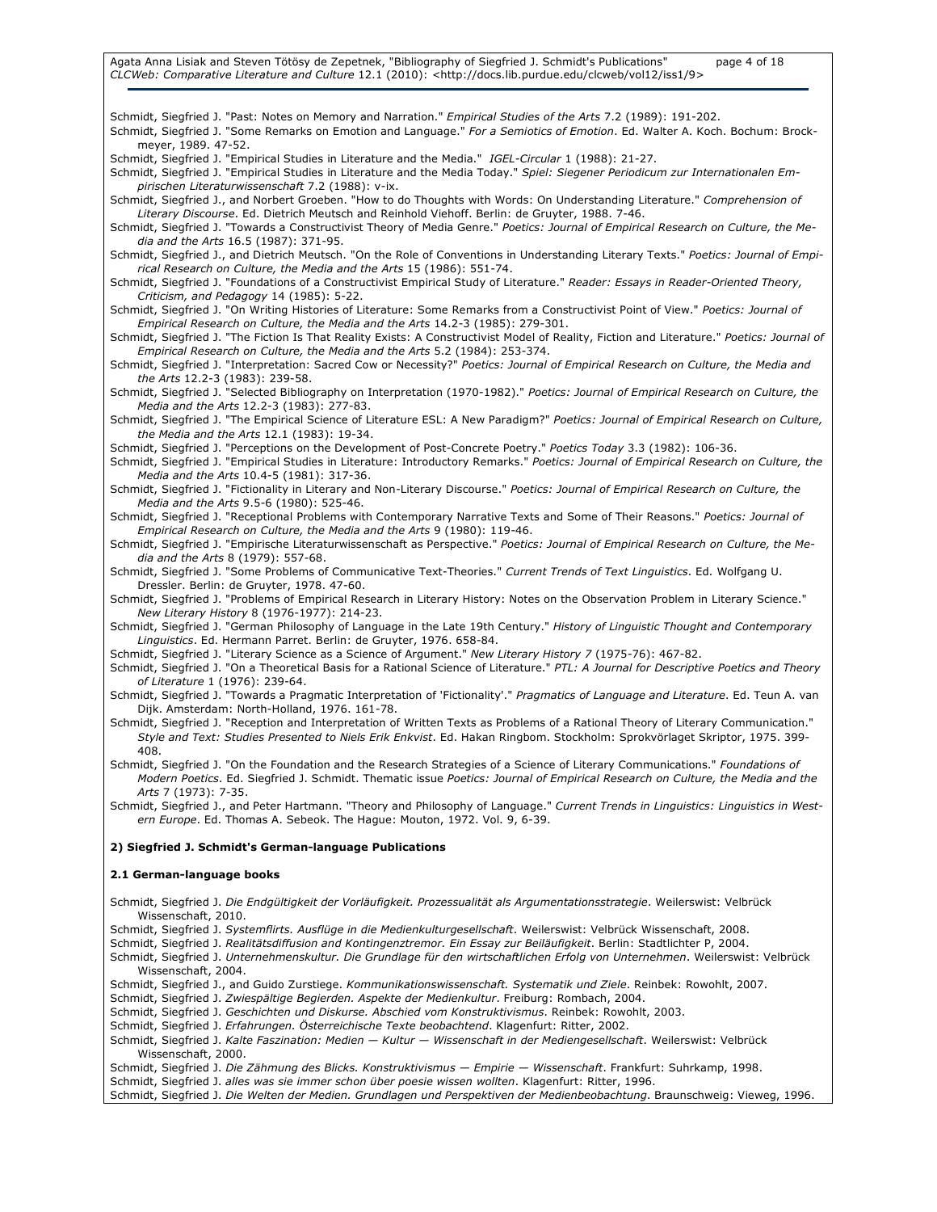Schmidt, Siegfried J. "Past: Notes on Memory and Narration." *Empirical Studies of the Arts* 7.2 (1989): 191-202.

Schmidt, Siegfried J. "Some Remarks on Emotion and Language." *For a Semiotics of Emotion*. Ed. Walter A. Koch. Bochum: Brockmeyer, 1989. 47-52.

Schmidt, Siegfried J. "Empirical Studies in Literature and the Media." *IGEL-Circular* 1 (1988): 21-27.

Schmidt, Siegfried J. "Empirical Studies in Literature and the Media Today." *Spiel: Siegener Periodicum zur Internationalen Empirischen Literaturwissenschaft* 7.2 (1988): v-ix.

Schmidt, Siegfried J., and Norbert Groeben. "How to do Thoughts with Words: On Understanding Literature." *Comprehension of Literary Discourse*. Ed. Dietrich Meutsch and Reinhold Viehoff. Berlin: de Gruyter, 1988. 7-46.

Schmidt, Siegfried J. "Towards a Constructivist Theory of Media Genre." *Poetics: Journal of Empirical Research on Culture, the Media and the Arts* 16.5 (1987): 371-95.

Schmidt, Siegfried J., and Dietrich Meutsch. "On the Role of Conventions in Understanding Literary Texts." *Poetics: Journal of Empirical Research on Culture, the Media and the Arts* 15 (1986): 551-74.

Schmidt, Siegfried J. "Foundations of a Constructivist Empirical Study of Literature." *Reader: Essays in Reader-Oriented Theory, Criticism, and Pedagogy* 14 (1985): 5-22.

Schmidt, Siegfried J. "On Writing Histories of Literature: Some Remarks from a Constructivist Point of View." *Poetics: Journal of Empirical Research on Culture, the Media and the Arts* 14.2-3 (1985): 279-301.

Schmidt, Siegfried J. "The Fiction Is That Reality Exists: A Constructivist Model of Reality, Fiction and Literature." *Poetics: Journal of Empirical Research on Culture, the Media and the Arts* 5.2 (1984): 253-374.

Schmidt, Siegfried J. "Interpretation: Sacred Cow or Necessity?" *Poetics: Journal of Empirical Research on Culture, the Media and the Arts* 12.2-3 (1983): 239-58.

Schmidt, Siegfried J. "Selected Bibliography on Interpretation (1970-1982)." *Poetics: Journal of Empirical Research on Culture, the Media and the Arts* 12.2-3 (1983): 277-83.

Schmidt, Siegfried J. "The Empirical Science of Literature ESL: A New Paradigm?" *Poetics: Journal of Empirical Research on Culture, the Media and the Arts* 12.1 (1983): 19-34.

Schmidt, Siegfried J. "Perceptions on the Development of Post-Concrete Poetry." *Poetics Today* 3.3 (1982): 106-36.

Schmidt, Siegfried J. "Empirical Studies in Literature: Introductory Remarks." *Poetics: Journal of Empirical Research on Culture, the Media and the Arts* 10.4-5 (1981): 317-36.

Schmidt, Siegfried J. "Fictionality in Literary and Non-Literary Discourse." *Poetics: Journal of Empirical Research on Culture, the Media and the Arts* 9.5-6 (1980): 525-46.

Schmidt, Siegfried J. "Receptional Problems with Contemporary Narrative Texts and Some of Their Reasons." *Poetics: Journal of Empirical Research on Culture, the Media and the Arts* 9 (1980): 119-46.

Schmidt, Siegfried J. "Empirische Literaturwissenschaft as Perspective." *Poetics: Journal of Empirical Research on Culture, the Media and the Arts* 8 (1979): 557-68.

Schmidt, Siegfried J. "Some Problems of Communicative Text-Theories." *Current Trends of Text Linguistics*. Ed. Wolfgang U. Dressler. Berlin: de Gruyter, 1978. 47-60.

Schmidt, Siegfried J. "Problems of Empirical Research in Literary History: Notes on the Observation Problem in Literary Science." *New Literary History* 8 (1976-1977): 214-23.

Schmidt, Siegfried J. "German Philosophy of Language in the Late 19th Century." *History of Linguistic Thought and Contemporary Linguistics*. Ed. Hermann Parret. Berlin: de Gruyter, 1976. 658-84.

Schmidt, Siegfried J. "Literary Science as a Science of Argument." *New Literary History 7* (1975-76): 467-82.

Schmidt, Siegfried J. "On a Theoretical Basis for a Rational Science of Literature." *PTL: A Journal for Descriptive Poetics and Theory of Literature* 1 (1976): 239-64.

Schmidt, Siegfried J. "Towards a Pragmatic Interpretation of 'Fictionality'." *Pragmatics of Language and Literature*. Ed. Teun A. van Dijk. Amsterdam: North-Holland, 1976. 161-78.

Schmidt, Siegfried J. "Reception and Interpretation of Written Texts as Problems of a Rational Theory of Literary Communication." *Style and Text: Studies Presented to Niels Erik Enkvist*. Ed. Hakan Ringbom. Stockholm: Sprokvörlaget Skriptor, 1975. 399-408.

Schmidt, Siegfried J. "On the Foundation and the Research Strategies of a Science of Literary Communications." *Foundations of Modern Poetics*. Ed. Siegfried J. Schmidt. Thematic issue *Poetics: Journal of Empirical Research on Culture, the Media and the Arts* 7 (1973): 7-35.

Schmidt, Siegfried J., and Peter Hartmann. "Theory and Philosophy of Language." *Current Trends in Linguistics: Linguistics in Western Europe*. Ed. Thomas A. Sebeok. The Hague: Mouton, 1972. Vol. 9, 6-39.

**2) Siegfried J. Schmidt's German-language Publications**

**2.1 German-language books**

Schmidt, Siegfried J. *Die Endgültigkeit der Vorläufigkeit. Prozessualität als Argumentationsstrategie*. Weilerswist: Velbrück Wissenschaft, 2010.

Schmidt, Siegfried J. *Systemflirts. Ausflüge in die Medienkulturgesellschaft*. Weilerswist: Velbrück Wissenschaft, 2008.

Schmidt, Siegfried J. *Realitätsdiffusion and Kontingenztremor. Ein Essay zur Beiläufigkeit*. Berlin: Stadtlichter P, 2004.

Schmidt, Siegfried J. *Unternehmenskultur. Die Grundlage für den wirtschaftlichen Erfolg von Unternehmen*. Weilerswist: Velbrück Wissenschaft, 2004.

Schmidt, Siegfried J., and Guido Zurstiege. *Kommunikationswissenschaft. Systematik und Ziele*. Reinbek: Rowohlt, 2007.

Schmidt, Siegfried J. *Zwiespältige Begierden. Aspekte der Medienkultur*. Freiburg: Rombach, 2004.

Schmidt, Siegfried J. *Geschichten und Diskurse. Abschied vom Konstruktivismus*. Reinbek: Rowohlt, 2003.

Schmidt, Siegfried J. *Erfahrungen. Österreichische Texte beobachtend*. Klagenfurt: Ritter, 2002.

Schmidt, Siegfried J. *Kalte Faszination: Medien — Kultur — Wissenschaft in der Mediengesellschaft*. Weilerswist: Velbrück Wissenschaft, 2000.

Schmidt, Siegfried J. *Die Zähmung des Blicks. Konstruktivismus — Empirie — Wissenschaft*. Frankfurt: Suhrkamp, 1998.

Schmidt, Siegfried J. *alles was sie immer schon über poesie wissen wollten*. Klagenfurt: Ritter, 1996.

Schmidt, Siegfried J. *Die Welten der Medien. Grundlagen und Perspektiven der Medienbeobachtung*. Braunschweig: Vieweg, 1996.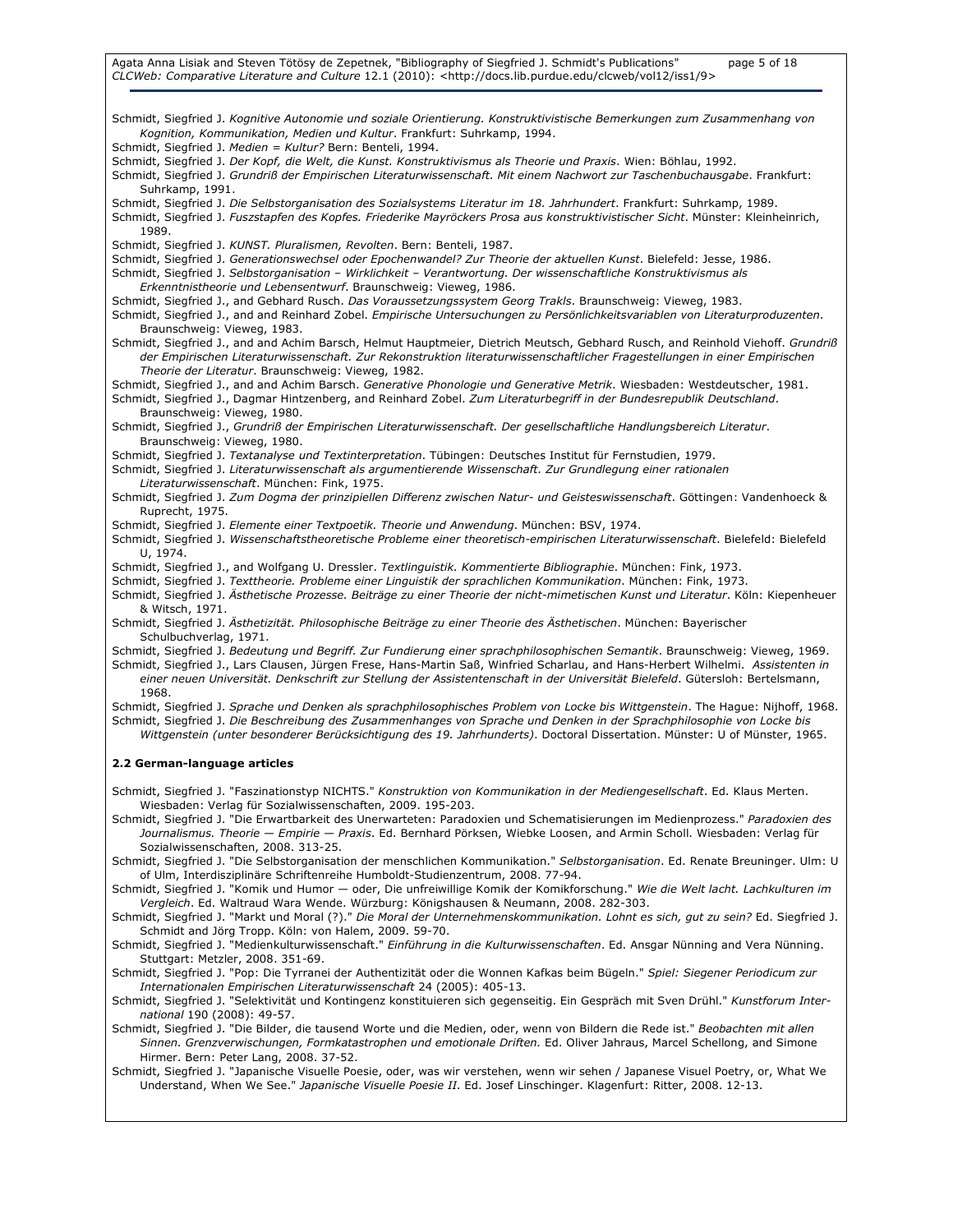Schmidt, Siegfried J. *Kognitive Autonomie und soziale Orientierung. Konstruktivistische Bemerkungen zum Zusammenhang von Kognition, Kommunikation, Medien und Kultur*. Frankfurt: Suhrkamp, 1994.

Schmidt, Siegfried J. *Medien = Kultur?* Bern: Benteli, 1994.

Schmidt, Siegfried J. *Der Kopf, die Welt, die Kunst. Konstruktivismus als Theorie und Praxis*. Wien: Böhlau, 1992.

Schmidt, Siegfried J. *Grundriß der Empirischen Literaturwissenschaft. Mit einem Nachwort zur Taschenbuchausgabe*. Frankfurt: Suhrkamp, 1991.

Schmidt, Siegfried J. *Die Selbstorganisation des Sozialsystems Literatur im 18. Jahrhundert*. Frankfurt: Suhrkamp, 1989.

Schmidt, Siegfried J. *Fuszstapfen des Kopfes. Friederike Mayröckers Prosa aus konstruktivistischer Sicht*. Münster: Kleinheinrich, 1989.

Schmidt, Siegfried J. *KUNST. Pluralismen, Revolten*. Bern: Benteli, 1987.

Schmidt, Siegfried J. *Generationswechsel oder Epochenwandel? Zur Theorie der aktuellen Kunst*. Bielefeld: Jesse, 1986.

Schmidt, Siegfried J. *Selbstorganisation – Wirklichkeit – Verantwortung. Der wissenschaftliche Konstruktivismus als Erkenntnistheorie und Lebensentwurf*. Braunschweig: Vieweg, 1986.

Schmidt, Siegfried J., and Gebhard Rusch. *Das Voraussetzungssystem Georg Trakls*. Braunschweig: Vieweg, 1983.

Schmidt, Siegfried J., and and Reinhard Zobel. *Empirische Untersuchungen zu Persönlichkeitsvariablen von Literaturproduzenten*. Braunschweig: Vieweg, 1983.

Schmidt, Siegfried J., and and Achim Barsch, Helmut Hauptmeier, Dietrich Meutsch, Gebhard Rusch, and Reinhold Viehoff. *Grundriß der Empirischen Literaturwissenschaft. Zur Rekonstruktion literaturwissenschaftlicher Fragestellungen in einer Empirischen Theorie der Literatur*. Braunschweig: Vieweg, 1982.

Schmidt, Siegfried J., and and Achim Barsch. *Generative Phonologie und Generative Metrik*. Wiesbaden: Westdeutscher, 1981.

Schmidt, Siegfried J., Dagmar Hintzenberg, and Reinhard Zobel. *Zum Literaturbegriff in der Bundesrepublik Deutschland*. Braunschweig: Vieweg, 1980.

Schmidt, Siegfried J., *Grundriß der Empirischen Literaturwissenschaft. Der gesellschaftliche Handlungsbereich Literatur*. Braunschweig: Vieweg, 1980.

Schmidt, Siegfried J. *Textanalyse und Textinterpretation*. Tübingen: Deutsches Institut für Fernstudien, 1979.

Schmidt, Siegfried J. *Literaturwissenschaft als argumentierende Wissenschaft. Zur Grundlegung einer rationalen Literaturwissenschaft*. München: Fink, 1975.

Schmidt, Siegfried J. *Zum Dogma der prinzipiellen Differenz zwischen Natur- und Geisteswissenschaft*. Göttingen: Vandenhoeck & Ruprecht, 1975.

Schmidt, Siegfried J. *Elemente einer Textpoetik. Theorie und Anwendung*. München: BSV, 1974.

Schmidt, Siegfried J. *Wissenschaftstheoretische Probleme einer theoretisch-empirischen Literaturwissenschaft*. Bielefeld: Bielefeld U, 1974.

Schmidt, Siegfried J., and Wolfgang U. Dressler. *Textlinguistik. Kommentierte Bibliographie*. München: Fink, 1973.

Schmidt, Siegfried J. *Texttheorie. Probleme einer Linguistik der sprachlichen Kommunikation*. München: Fink, 1973.

Schmidt, Siegfried J. *Ästhetische Prozesse. Beiträge zu einer Theorie der nicht-mimetischen Kunst und Literatur*. Köln: Kiepenheuer & Witsch, 1971.

Schmidt, Siegfried J. *Ästhetizität. Philosophische Beiträge zu einer Theorie des Ästhetischen*. München: Bayerischer Schulbuchverlag, 1971.

Schmidt, Siegfried J. *Bedeutung und Begriff. Zur Fundierung einer sprachphilosophischen Semantik*. Braunschweig: Vieweg, 1969.

Schmidt, Siegfried J., Lars Clausen, Jürgen Frese, Hans-Martin Saß, Winfried Scharlau, and Hans-Herbert Wilhelmi. *Assistenten in einer neuen Universität. Denkschrift zur Stellung der Assistentenschaft in der Universität Bielefeld*. Gütersloh: Bertelsmann, 1968.

Schmidt, Siegfried J. *Sprache und Denken als sprachphilosophisches Problem von Locke bis Wittgenstein*. The Hague: Nijhoff, 1968.

Schmidt, Siegfried J. *Die Beschreibung des Zusammenhanges von Sprache und Denken in der Sprachphilosophie von Locke bis Wittgenstein (unter besonderer Berücksichtigung des 19. Jahrhunderts)*. Doctoral Dissertation. Münster: U of Münster, 1965.

### 2.2 German-language articles

Schmidt, Siegfried J. "Faszinationstyp NICHTS." *Konstruktion von Kommunikation in der Mediengesellschaft*. Ed. Klaus Merten. Wiesbaden: Verlag für Sozialwissenschaften, 2009. 195-203.

Schmidt, Siegfried J. "Die Erwartbarkeit des Unerwarteten: Paradoxien und Schematisierungen im Medienprozess." *Paradoxien des Journalismus. Theorie — Empirie — Praxis*. Ed. Bernhard Pörksen, Wiebke Loosen, and Armin Scholl. Wiesbaden: Verlag für Sozialwissenschaften, 2008. 313-25.

Schmidt, Siegfried J. "Die Selbstorganisation der menschlichen Kommunikation." *Selbstorganisation*. Ed. Renate Breuninger. Ulm: U of Ulm, Interdisziplinäre Schriftenreihe Humboldt-Studienzentrum, 2008. 77-94.

Schmidt, Siegfried J. "Komik und Humor — oder, Die unfreiwillige Komik der Komikforschung." *Wie die Welt lacht. Lachkulturen im Vergleich*. Ed. Waltraud Wara Wende. Würzburg: Königshausen & Neumann, 2008. 282-303.

Schmidt, Siegfried J. "Markt und Moral (?)." *Die Moral der Unternehmenskommunikation. Lohnt es sich, gut zu sein?* Ed. Siegfried J. Schmidt and Jörg Tropp. Köln: von Halem, 2009. 59-70.

Schmidt, Siegfried J. "Medienkulturwissenschaft." *Einführung in die Kulturwissenschaften*. Ed. Ansgar Nünning and Vera Nünning. Stuttgart: Metzler, 2008. 351-69.

Schmidt, Siegfried J. "Pop: Die Tyrranei der Authentizität oder die Wonnen Kafkas beim Bügeln." *Spiel: Siegener Periodicum zur Internationalen Empirischen Literaturwissenschaft* 24 (2005): 405-13.

Schmidt, Siegfried J. "Selektivität und Kontingenz konstituieren sich gegenseitig. Ein Gespräch mit Sven Drühl." *Kunstforum International* 190 (2008): 49-57.

Schmidt, Siegfried J. "Die Bilder, die tausend Worte und die Medien, oder, wenn von Bildern die Rede ist." *Beobachten mit allen Sinnen. Grenzverwischungen, Formkatastrophen und emotionale Driften.* Ed. Oliver Jahraus, Marcel Schellong, and Simone Hirmer. Bern: Peter Lang, 2008. 37-52.

Schmidt, Siegfried J. "Japanische Visuelle Poesie, oder, was wir verstehen, wenn wir sehen / Japanese Visuel Poetry, or, What We Understand, When We See." *Japanische Visuelle Poesie II*. Ed. Josef Linschinger. Klagenfurt: Ritter, 2008. 12-13.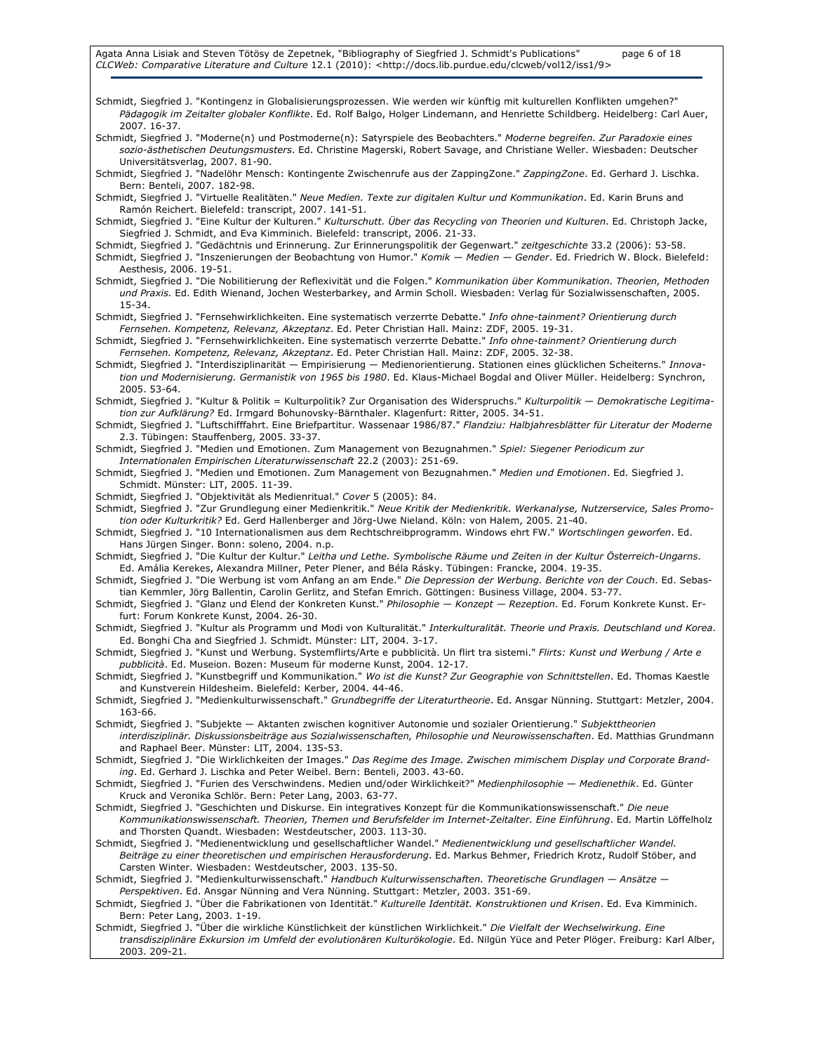Schmidt, Siegfried J. "Kontingenz in Globalisierungsprozessen. Wie werden wir künftig mit kulturellen Konflikten umgehen?" *Pädagogik im Zeitalter globaler Konflikte*. Ed. Rolf Balgo, Holger Lindemann, and Henriette Schildberg. Heidelberg: Carl Auer, 2007. 16-37.

Schmidt, Siegfried J. "Moderne(n) und Postmoderne(n): Satyrspiele des Beobachters." *Moderne begreifen. Zur Paradoxie eines sozio-ästhetischen Deutungsmusters*. Ed. Christine Magerski, Robert Savage, and Christiane Weller. Wiesbaden: Deutscher Universitätsverlag, 2007. 81-90.

Schmidt, Siegfried J. "Nadelöhr Mensch: Kontingente Zwischenrufe aus der ZappingZone." *ZappingZone*. Ed. Gerhard J. Lischka. Bern: Benteli, 2007. 182-98.

Schmidt, Siegfried J. "Virtuelle Realitäten." *Neue Medien. Texte zur digitalen Kultur und Kommunikation*. Ed. Karin Bruns and Ramón Reichert. Bielefeld: transcript, 2007. 141-51.

Schmidt, Siegfried J. "Eine Kultur der Kulturen." *Kulturschutt. Über das Recycling von Theorien und Kulturen*. Ed. Christoph Jacke, Siegfried J. Schmidt, and Eva Kimminich. Bielefeld: transcript, 2006. 21-33.

Schmidt, Siegfried J. "Gedächtnis und Erinnerung. Zur Erinnerungspolitik der Gegenwart." *zeitgeschichte* 33.2 (2006): 53-58.

Schmidt, Siegfried J. "Inszenierungen der Beobachtung von Humor." *Komik — Medien — Gender*. Ed. Friedrich W. Block. Bielefeld: Aesthesis, 2006. 19-51.

Schmidt, Siegfried J. "Die Nobilitierung der Reflexivität und die Folgen." *Kommunikation über Kommunikation. Theorien, Methoden und Praxis.* Ed. Edith Wienand, Jochen Westerbarkey, and Armin Scholl. Wiesbaden: Verlag für Sozialwissenschaften, 2005. 15-34.

Schmidt, Siegfried J. "Fernsehwirklichkeiten. Eine systematisch verzerrte Debatte." *Info ohne-tainment? Orientierung durch Fernsehen. Kompetenz, Relevanz, Akzeptanz*. Ed. Peter Christian Hall. Mainz: ZDF, 2005. 19-31.

Schmidt, Siegfried J. "Fernsehwirklichkeiten. Eine systematisch verzerrte Debatte." *Info ohne-tainment? Orientierung durch Fernsehen. Kompetenz, Relevanz, Akzeptanz*. Ed. Peter Christian Hall. Mainz: ZDF, 2005. 32-38.

Schmidt, Siegfried J. "Interdisziplinarität — Empirisierung — Medienorientierung. Stationen eines glücklichen Scheiterns." *Innovation und Modernisierung. Germanistik von 1965 bis 1980*. Ed. Klaus-Michael Bogdal and Oliver Müller. Heidelberg: Synchron, 2005. 53-64.

Schmidt, Siegfried J. "Kultur & Politik = Kulturpolitik? Zur Organisation des Widerspruchs." *Kulturpolitik — Demokratische Legitimation zur Aufklärung?* Ed. Irmgard Bohunovsky-Bärnthaler. Klagenfurt: Ritter, 2005. 34-51.

Schmidt, Siegfried J. "Luftschifffahrt. Eine Briefpartitur. Wassenaar 1986/87." *Flandziu: Halbjahresblätter für Literatur der Moderne* 2.3. Tübingen: Stauffenberg, 2005. 33-37.

Schmidt, Siegfried J. "Medien und Emotionen. Zum Management von Bezugnahmen." *Spiel: Siegener Periodicum zur Internationalen Empirischen Literaturwissenschaft* 22.2 (2003): 251-69.

Schmidt, Siegfried J. "Medien und Emotionen. Zum Management von Bezugnahmen." *Medien und Emotionen*. Ed. Siegfried J. Schmidt. Münster: LIT, 2005. 11-39.

Schmidt, Siegfried J. "Objektivität als Medienritual." *Cover* 5 (2005): 84.

Schmidt, Siegfried J. "Zur Grundlegung einer Medienkritik." *Neue Kritik der Medienkritik. Werkanalyse, Nutzerservice, Sales Promotion oder Kulturkritik?* Ed. Gerd Hallenberger and Jörg-Uwe Nieland. Köln: von Halem, 2005. 21-40.

Schmidt, Siegfried J. "10 Internationalismen aus dem Rechtschreibprogramm. Windows ehrt FW." *Wortschlingen geworfen*. Ed. Hans Jürgen Singer. Bonn: soleno, 2004. n.p.

Schmidt, Siegfried J. "Die Kultur der Kultur." *Leitha und Lethe. Symbolische Räume und Zeiten in der Kultur Österreich-Ungarns*. Ed. Amália Kerekes, Alexandra Millner, Peter Plener, and Béla Rásky. Tübingen: Francke, 2004. 19-35.

Schmidt, Siegfried J. "Die Werbung ist vom Anfang an am Ende." *Die Depression der Werbung. Berichte von der Couch*. Ed. Sebastian Kemmler, Jörg Ballentin, Carolin Gerlitz, and Stefan Emrich. Göttingen: Business Village, 2004. 53-77.

Schmidt, Siegfried J. "Glanz und Elend der Konkreten Kunst." *Philosophie — Konzept — Rezeption*. Ed. Forum Konkrete Kunst. Erfurt: Forum Konkrete Kunst, 2004. 26-30.

Schmidt, Siegfried J. "Kultur als Programm und Modi von Kulturalität." *Interkulturalität. Theorie und Praxis. Deutschland und Korea*. Ed. Bonghi Cha and Siegfried J. Schmidt. Münster: LIT, 2004. 3-17.

Schmidt, Siegfried J. "Kunst und Werbung. Systemflirts/Arte e pubblicità. Un flirt tra sistemi." *Flirts: Kunst und Werbung / Arte e pubblicità*. Ed. Museion. Bozen: Museum für moderne Kunst, 2004. 12-17.

Schmidt, Siegfried J. "Kunstbegriff und Kommunikation." *Wo ist die Kunst? Zur Geographie von Schnittstellen*. Ed. Thomas Kaestle and Kunstverein Hildesheim. Bielefeld: Kerber, 2004. 44-46.

Schmidt, Siegfried J. "Medienkulturwissenschaft." *Grundbegriffe der Literaturtheorie*. Ed. Ansgar Nünning. Stuttgart: Metzler, 2004. 163-66.

Schmidt, Siegfried J. "Subjekte — Aktanten zwischen kognitiver Autonomie und sozialer Orientierung." *Subjekttheorien interdisziplinär. Diskussionsbeiträge aus Sozialwissenschaften, Philosophie und Neurowissenschaften*. Ed. Matthias Grundmann and Raphael Beer. Münster: LIT, 2004. 135-53.

Schmidt, Siegfried J. "Die Wirklichkeiten der Images." *Das Regime des Image. Zwischen mimischem Display und Corporate Branding*. Ed. Gerhard J. Lischka and Peter Weibel. Bern: Benteli, 2003. 43-60.

Schmidt, Siegfried J. "Furien des Verschwindens. Medien und/oder Wirklichkeit?" *Medienphilosophie — Medienethik*. Ed. Günter Kruck and Veronika Schlör. Bern: Peter Lang, 2003. 63-77.

Schmidt, Siegfried J. "Geschichten und Diskurse. Ein integratives Konzept für die Kommunikationswissenschaft." *Die neue Kommunikationswissenschaft. Theorien, Themen und Berufsfelder im Internet-Zeitalter. Eine Einführung*. Ed. Martin Löffelholz and Thorsten Quandt. Wiesbaden: Westdeutscher, 2003. 113-30.

Schmidt, Siegfried J. "Medienentwicklung und gesellschaftlicher Wandel." *Medienentwicklung und gesellschaftlicher Wandel. Beiträge zu einer theoretischen und empirischen Herausforderung*. Ed. Markus Behmer, Friedrich Krotz, Rudolf Stöber, and Carsten Winter. Wiesbaden: Westdeutscher, 2003. 135-50.

Schmidt, Siegfried J. "Medienkulturwissenschaft." *Handbuch Kulturwissenschaften. Theoretische Grundlagen — Ansätze — Perspektiven*. Ed. Ansgar Nünning and Vera Nünning. Stuttgart: Metzler, 2003. 351-69.

Schmidt, Siegfried J. "Über die Fabrikationen von Identität." *Kulturelle Identität. Konstruktionen und Krisen*. Ed. Eva Kimminich. Bern: Peter Lang, 2003. 1-19.

Schmidt, Siegfried J. "Über die wirkliche Künstlichkeit der künstlichen Wirklichkeit." *Die Vielfalt der Wechselwirkung. Eine transdisziplinäre Exkursion im Umfeld der evolutionären Kulturökologie*. Ed. Nilgün Yüce and Peter Plöger. Freiburg: Karl Alber, 2003. 209-21.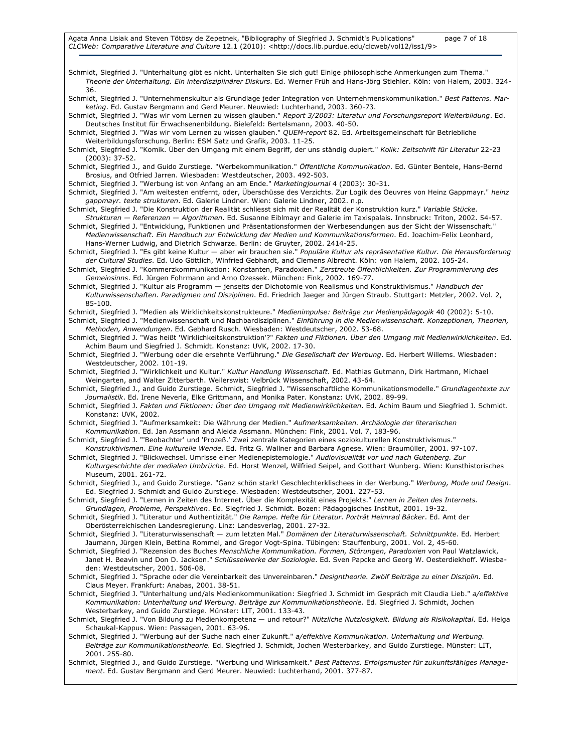Schmidt, Siegfried J. "Unterhaltung gibt es nicht. Unterhalten Sie sich gut! Einige philosophische Anmerkungen zum Thema." *Theorie der Unterhaltung. Ein interdisziplinärer Diskurs*. Ed. Werner Früh and Hans-Jörg Stiehler. Köln: von Halem, 2003. 324-36.

Schmidt, Siegfried J. "Unternehmenskultur als Grundlage jeder Integration von Unternehmenskommunikation." *Best Patterns. Marketing*. Ed. Gustav Bergmann and Gerd Meurer. Neuwied: Luchterhand, 2003. 360-73.

Schmidt, Siegfried J. "Was wir vom Lernen zu wissen glauben." *Report 3/2003: Literatur und Forschungsreport Weiterbildung*. Ed. Deutsches Institut für Erwachsenenbildung. Bielefeld: Bertelsmann, 2003. 40-50.

Schmidt, Siegfried J. "Was wir vom Lernen zu wissen glauben." *QUEM-report* 82. Ed. Arbeitsgemeinschaft für Betriebliche Weiterbildungsforschung. Berlin: ESM Satz und Grafik, 2003. 11-25.

Schmidt, Siegfried J. "Komik. Über den Umgang mit einem Begriff, der uns ständig dupiert." *Kolik: Zeitschrift für Literatur* 22-23 (2003): 37-52.

Schmidt, Siegfried J., and Guido Zurstiege. "Werbekommunikation." *Öffentliche Kommunikation*. Ed. Günter Bentele, Hans-Bernd Brosius, and Otfried Jarren. Wiesbaden: Westdeutscher, 2003. 492-503.

Schmidt, Siegfried J. "Werbung ist von Anfang an am Ende." *Marketingjournal* 4 (2003): 30-31.

Schmidt, Siegfried J. "Am weitesten entfernt, oder, Überschüsse des Verzichts. Zur Logik des Oeuvres von Heinz Gappmayr." *heinz gappmayr. texte strukturen*. Ed. Galerie Lindner. Wien: Galerie Lindner, 2002. n.p.

Schmidt, Siegfried J. "Die Konstruktion der Realität schliesst sich mit der Realität der Konstruktion kurz." *Variable Stücke. Strukturen — Referenzen — Algorithmen*. Ed. Susanne Eiblmayr and Galerie im Taxispalais. Innsbruck: Triton, 2002. 54-57.

Schmidt, Siegfried J. "Entwicklung, Funktionen und Präsentationsformen der Werbesendungen aus der Sicht der Wissenschaft." *Medienwissenschaft. Ein Handbuch zur Entwicklung der Medien und Kommunikationsformen*. Ed. Joachim-Felix Leonhard, Hans-Werner Ludwig, and Dietrich Schwarze. Berlin: de Gruyter, 2002. 2414-25.

Schmidt, Siegfried J. "Es gibt keine Kultur — aber wir brauchen sie." *Populäre Kultur als repräsentative Kultur. Die Herausforderung der Cultural Studies*. Ed. Udo Göttlich, Winfried Gebhardt, and Clemens Albrecht. Köln: von Halem, 2002. 105-24.

Schmidt, Siegfried J. "Kommerzkommunikation: Konstanten, Paradoxien." *Zerstreute Öffentlichkeiten. Zur Programmierung des Gemeinsinns*. Ed. Jürgen Fohrmann and Arno Ozessek. München: Fink, 2002. 169-77.

Schmidt, Siegfried J. "Kultur als Programm — jenseits der Dichotomie von Realismus und Konstruktivismus." *Handbuch der Kulturwissenschaften. Paradigmen und Disziplinen*. Ed. Friedrich Jaeger and Jürgen Straub. Stuttgart: Metzler, 2002. Vol. 2, 85-100.

Schmidt, Siegfried J. "Medien als Wirklichkeitskonstrukteure." *Medienimpulse: Beiträge zur Medienpädagogik* 40 (2002): 5-10.

Schmidt, Siegfried J. "Medienwissenschaft und Nachbardisziplinen." *Einführung in die Medienwissenschaft. Konzeptionen, Theorien, Methoden, Anwendungen*. Ed. Gebhard Rusch. Wiesbaden: Westdeutscher, 2002. 53-68.

Schmidt, Siegfried J. "Was heißt 'Wirklichkeitskonstruktion'?" *Fakten und Fiktionen. Über den Umgang mit Medienwirklichkeiten*. Ed. Achim Baum und Siegfried J. Schmidt. Konstanz: UVK, 2002. 17-30.

Schmidt, Siegfried J. "Werbung oder die ersehnte Verführung." *Die Gesellschaft der Werbung*. Ed. Herbert Willems. Wiesbaden: Westdeutscher, 2002. 101-19.

Schmidt, Siegfried J. "Wirklichkeit und Kultur." *Kultur Handlung Wissenschaft*. Ed. Mathias Gutmann, Dirk Hartmann, Michael Weingarten, and Walter Zitterbarth. Weilerswist: Velbrück Wissenschaft, 2002. 43-64.

Schmidt, Siegfried J., and Guido Zurstiege. Schmidt, Siegfried J. "Wissenschaftliche Kommunikationsmodelle." *Grundlagentexte zur Journalistik*. Ed. Irene Neverla, Elke Grittmann, and Monika Pater. Konstanz: UVK, 2002. 89-99.

Schmidt, Siegfried J. *Fakten und Fiktionen: Über den Umgang mit Medienwirklichkeiten*. Ed. Achim Baum und Siegfried J. Schmidt. Konstanz: UVK, 2002.

Schmidt, Siegfried J. "Aufmerksamkeit: Die Währung der Medien." *Aufmerksamkeiten. Archäologie der literarischen Kommunikation*. Ed. Jan Assmann and Aleida Assmann. München: Fink, 2001. Vol. 7, 183-96.

Schmidt, Siegfried J. "'Beobachter' und 'Prozeß.' Zwei zentrale Kategorien eines soziokulturellen Konstruktivismus." *Konstruktivismen. Eine kulturelle Wende*. Ed. Fritz G. Wallner and Barbara Agnese. Wien: Braumüller, 2001. 97-107.

Schmidt, Siegfried J. "Blickwechsel. Umrisse einer Medienepistemologie." *Audiovisualität vor und nach Gutenberg. Zur Kulturgeschichte der medialen Umbrüche*. Ed. Horst Wenzel, Wilfried Seipel, and Gotthart Wunberg. Wien: Kunsthistorisches Museum, 2001. 261-72.

Schmidt, Siegfried J., and Guido Zurstiege. "Ganz schön stark! Geschlechterklischees in der Werbung." *Werbung, Mode und Design*. Ed. Siegfried J. Schmidt and Guido Zurstiege. Wiesbaden: Westdeutscher, 2001. 227-53.

Schmidt, Siegfried J. "Lernen in Zeiten des Internet. Über die Komplexität eines Projekts." *Lernen in Zeiten des Internets. Grundlagen, Probleme, Perspektiven*. Ed. Siegfried J. Schmidt. Bozen: Pädagogisches Institut, 2001. 19-32.

Schmidt, Siegfried J. "Literatur und Authentizität." *Die Rampe. Hefte für Literatur. Porträt Heimrad Bäcker*. Ed. Amt der Oberösterreichischen Landesregierung. Linz: Landesverlag, 2001. 27-32.

Schmidt, Siegfried J. "Literaturwissenschaft — zum letzten Mal." *Domänen der Literaturwissenschaft. Schnittpunkte*. Ed. Herbert Jaumann, Jürgen Klein, Bettina Rommel, and Gregor Vogt-Spina. Tübingen: Stauffenburg, 2001. Vol. 2, 45-60.

Schmidt, Siegfried J. "Rezension des Buches *Menschliche Kommunikation. Formen, Störungen, Paradoxien* von Paul Watzlawick, Janet H. Beavin und Don D. Jackson." *Schlüsselwerke der Soziologie*. Ed. Sven Papcke and Georg W. Oesterdiekhoff. Wiesbaden: Westdeutscher, 2001. 506-08.

Schmidt, Siegfried J. "Sprache oder die Vereinbarkeit des Unvereinbaren." *Designtheorie. Zwölf Beiträge zu einer Disziplin*. Ed. Claus Meyer. Frankfurt: Anabas, 2001. 38-51.

Schmidt, Siegfried J. "Unterhaltung und/als Medienkommunikation: Siegfried J. Schmidt im Gespräch mit Claudia Lieb." *a/effektive Kommunikation: Unterhaltung und Werbung. Beiträge zur Kommunikationstheorie*. Ed. Siegfried J. Schmidt, Jochen Westerbarkey, and Guido Zurstiege. Münster: LIT, 2001. 133-43.

Schmidt, Siegfried J. "Von Bildung zu Medienkompetenz — und retour?" *Nützliche Nutzlosigkeit. Bildung als Risikokapital*. Ed. Helga Schaukal-Kappus. Wien: Passagen, 2001. 63-96.

Schmidt, Siegfried J. "Werbung auf der Suche nach einer Zukunft." *a/effektive Kommunikation. Unterhaltung und Werbung. Beiträge zur Kommunikationstheorie*. Ed. Siegfried J. Schmidt, Jochen Westerbarkey, and Guido Zurstiege. Münster: LIT, 2001. 255-80.

Schmidt, Siegfried J., and Guido Zurstiege. "Werbung und Wirksamkeit." *Best Patterns. Erfolgsmuster für zukunftsfähiges Management*. Ed. Gustav Bergmann and Gerd Meurer. Neuwied: Luchterhand, 2001. 377-87.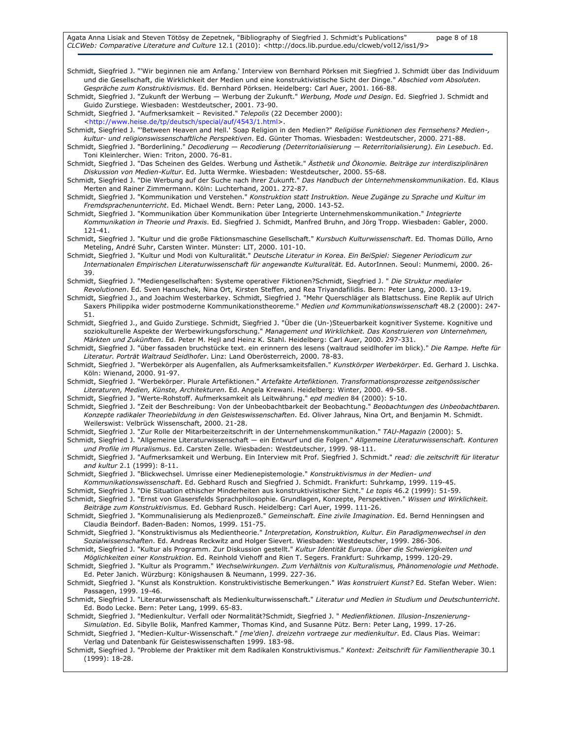Schmidt, Siegfried J. "'Wir beginnen nie am Anfang.' Interview von Bernhard Pörksen mit Siegfried J. Schmidt über das Individuum und die Gesellschaft, die Wirklichkeit der Medien und eine konstruktivistische Sicht der Dinge." *Abschied vom Absoluten. Gespräche zum Konstruktivismus*. Ed. Bernhard Pörksen. Heidelberg: Carl Auer, 2001. 166-88.

Schmidt, Siegfried J. "Zukunft der Werbung — Werbung der Zukunft." *Werbung, Mode und Design*. Ed. Siegfried J. Schmidt and Guido Zurstiege. Wiesbaden: Westdeutscher, 2001. 73-90.

Schmidt, Siegfried J. "Aufmerksamkeit – Revisited." *Telepolis* (22 December 2000): <http://www.heise.de/tp/deutsch/special/auf/4543/1.html>.

Schmidt, Siegfried J. "'Between Heaven and Hell.' Soap Religion in den Medien?" *Religiöse Funktionen des Fernsehens? Medien-, kultur- und religionswissenschaftliche Perspektiven*. Ed. Günter Thomas. Wiesbaden: Westdeutscher, 2000. 271-88.

Schmidt, Siegfried J. "Borderlining." *Decodierung — Recodierung (Deterritorialisierung — Reterritorialisierung). Ein Lesebuch*. Ed. Toni Kleinlercher. Wien: Triton, 2000. 76-81.

Schmidt, Siegfried J. "Das Scheinen des Geldes. Werbung und Ästhetik." *Ästhetik und Ökonomie. Beiträge zur interdisziplinären Diskussion von Medien-Kultur*. Ed. Jutta Wermke. Wiesbaden: Westdeutscher, 2000. 55-68.

Schmidt, Siegfried J. "Die Werbung auf der Suche nach ihrer Zukunft." *Das Handbuch der Unternehmenskommunikation*. Ed. Klaus Merten and Rainer Zimmermann. Köln: Luchterhand, 2001. 272-87.

Schmidt, Siegfried J. "Kommunikation und Verstehen." *Konstruktion statt Instruktion. Neue Zugänge zu Sprache und Kultur im Fremdsprachenunterricht*. Ed. Michael Wendt. Bern: Peter Lang, 2000. 143-52.

Schmidt, Siegfried J. "Kommunikation über Kommunikation über Integrierte Unternehmenskommunikation." *Integrierte Kommunikation in Theorie und Praxis*. Ed. Siegfried J. Schmidt, Manfred Bruhn, and Jörg Tropp. Wiesbaden: Gabler, 2000. 121-41.

Schmidt, Siegfried J. "Kultur und die große Fiktionsmaschine Gesellschaft." *Kursbuch Kulturwissenschaft*. Ed. Thomas Düllo, Arno Meteling, André Suhr, Carsten Winter. Münster: LIT, 2000. 101-10.

Schmidt, Siegfried J. "Kultur und Modi von Kulturalität." *Deutsche Literatur in Korea. Ein BeiSpiel: Siegener Periodicum zur Internationalen Empirischen Literaturwissenschaft für angewandte Kulturalität.* Ed. AutorInnen. Seoul: Munmemi, 2000. 26-39.

Schmidt, Siegfried J. "Mediengesellschaften: Systeme operativer Fiktionen?Schmidt, Siegfried J. " *Die Struktur medialer Revolutionen*. Ed. Sven Hanuschek, Nina Ort, Kirsten Steffen, and Rea Triyandafilidis. Bern: Peter Lang, 2000. 13-19.

Schmidt, Siegfried J., and Joachim Westerbarkey. Schmidt, Siegfried J. "Mehr Querschläger als Blattschuss. Eine Replik auf Ulrich Saxers Philippika wider postmoderne Kommunikationstheoreme." *Medien und Kommunikationswissenschaft* 48.2 (2000): 247-51.

Schmidt, Siegfried J., and Guido Zurstiege. Schmidt, Siegfried J. "Über die (Un-)Steuerbarkeit kognitiver Systeme. Kognitive und soziokulturelle Aspekte der Werbewirkungsforschung." *Management und Wirklichkeit. Das Konstruieren von Unternehmen, Märkten und Zukünften*. Ed. Peter M. Hejl and Heinz K. Stahl. Heidelberg: Carl Auer, 2000. 297-331.

Schmidt, Siegfried J. "über fassaden bruchstücke text. ein erinnern des lesens (waltraud seidlhofer im blick)." *Die Rampe. Hefte für Literatur. Porträt Waltraud Seidlhofer*. Linz: Land Oberösterreich, 2000. 78-83.

Schmidt, Siegfried J. "Werbekörper als Augenfallen, als Aufmerksamkeitsfallen." *Kunstkörper Werbekörper*. Ed. Gerhard J. Lischka. Köln: Wienand, 2000. 91-97.

Schmidt, Siegfried J. "Werbekörper. Plurale Artefiktionen." *Artefakte Artefiktionen. Transformationsprozesse zeitgenössischer Literaturen, Medien, Künste, Architekturen*. Ed. Angela Krewani. Heidelberg: Winter, 2000. 49-58.

Schmidt, Siegfried J. "Werte-Rohstoff. Aufmerksamkeit als Leitwährung." *epd medien* 84 (2000): 5-10.

Schmidt, Siegfried J. "Zeit der Beschreibung: Von der Unbeobachtbarkeit der Beobachtung." *Beobachtungen des Unbeobachtbaren. Konzepte radikaler Theoriebildung in den Geisteswissenschaften*. Ed. Oliver Jahraus, Nina Ort, and Benjamin M. Schmidt. Weilerswist: Velbrück Wissenschaft, 2000. 21-28.

Schmidt, Siegfried J. "Zur Rolle der Mitarbeiterzeitschrift in der Unternehmenskommunikation." *TAU-Magazin* (2000): 5.

Schmidt, Siegfried J. "Allgemeine Literaturwissenschaft — ein Entwurf und die Folgen." *Allgemeine Literaturwissenschaft. Konturen und Profile im Pluralismus*. Ed. Carsten Zelle. Wiesbaden: Westdeutscher, 1999. 98-111.

Schmidt, Siegfried J. "Aufmerksamkeit und Werbung. Ein Interview mit Prof. Siegfried J. Schmidt." *read: die zeitschrift für literatur and kultur* 2.1 (1999): 8-11.

Schmidt, Siegfried J. "Blickwechsel. Umrisse einer Medienepistemologie." *Konstruktivismus in der Medien- und Kommunikationswissenschaft*. Ed. Gebhard Rusch and Siegfried J. Schmidt. Frankfurt: Suhrkamp, 1999. 119-45.

Schmidt, Siegfried J. "Die Situation ethischer Minderheiten aus konstruktivistischer Sicht." *Le topis* 46.2 (1999): 51-59.

Schmidt, Siegfried J. "Ernst von Glasersfelds Sprachphilosophie. Grundlagen, Konzepte, Perspektiven." *Wissen und Wirklichkeit. Beiträge zum Konstruktivismus.* Ed. Gebhard Rusch. Heidelberg: Carl Auer, 1999. 111-26.

Schmidt, Siegfried J. "Kommunalisierung als Medienprozeß." *Gemeinschaft. Eine zivile Imagination*. Ed. Bernd Henningsen and Claudia Beindorf. Baden-Baden: Nomos, 1999. 151-75.

Schmidt, Siegfried J. "Konstruktivismus als Medientheorie." *Interpretation, Konstruktion, Kultur. Ein Paradigmenwechsel in den Sozialwissenschaften.* Ed. Andreas Reckwitz and Holger Sievert. Wiesbaden: Westdeutscher, 1999. 286-306.

Schmidt, Siegfried J. "Kultur als Programm. Zur Diskussion gestellt." *Kultur Identität Europa. Über die Schwierigkeiten und Möglichkeiten einer Konstruktion*. Ed. Reinhold Viehoff and Rien T. Segers. Frankfurt: Suhrkamp, 1999. 120-29.

Schmidt, Siegfried J. "Kultur als Programm." *Wechselwirkungen. Zum Verhältnis von Kulturalismus, Phänomenologie und Methode*. Ed. Peter Janich. Würzburg: Königshausen & Neumann, 1999. 227-36.

Schmidt, Siegfried J. "Kunst als Konstruktion. Konstruktivistische Bemerkungen." *Was konstruiert Kunst?* Ed. Stefan Weber. Wien: Passagen, 1999. 19-46.

Schmidt, Siegfried J. "Literaturwissenschaft als Medienkulturwissenschaft." *Literatur und Medien in Studium und Deutschunterricht*. Ed. Bodo Lecke. Bern: Peter Lang, 1999. 65-83.

Schmidt, Siegfried J. "Medienkultur. Verfall oder Normalität?Schmidt, Siegfried J. " *Medienfiktionen. Illusion-Inszenierung-Simulation*. Ed. Sibylle Bolik, Manfred Kammer, Thomas Kind, and Susanne Pütz. Bern: Peter Lang, 1999. 17-26.

Schmidt, Siegfried J. "Medien-Kultur-Wissenschaft." *[me'dien]. dreizehn vortraege zur medienkultur*. Ed. Claus Pias. Weimar: Verlag und Datenbank für Geisteswissenschaften 1999. 183-98.

Schmidt, Siegfried J. "Probleme der Praktiker mit dem Radikalen Konstruktivismus." *Kontext: Zeitschrift für Familientherapie* 30.1 (1999): 18-28.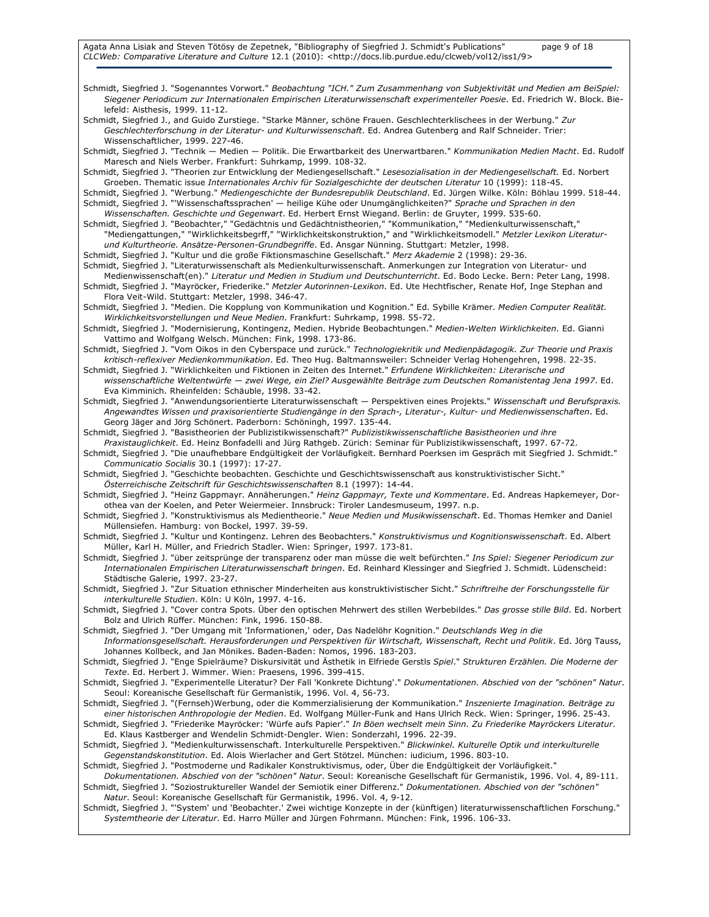Schmidt, Siegfried J. "Sogenanntes Vorwort." *Beobachtung "ICH." Zum Zusammenhang von Subjektivität und Medien am BeiSpiel: Siegener Periodicum zur Internationalen Empirischen Literaturwissenschaft experimenteller Poesie*. Ed. Friedrich W. Block. Bielefeld: Aisthesis, 1999. 11-12.

Schmidt, Siegfried J., and Guido Zurstiege. "Starke Männer, schöne Frauen. Geschlechterklischees in der Werbung." *Zur Geschlechterforschung in der Literatur- und Kulturwissenschaft*. Ed. Andrea Gutenberg and Ralf Schneider. Trier: Wissenschaftlicher, 1999. 227-46.

Schmidt, Siegfried J. "Technik — Medien — Politik. Die Erwartbarkeit des Unerwartbaren." *Kommunikation Medien Macht*. Ed. Rudolf Maresch and Niels Werber. Frankfurt: Suhrkamp, 1999. 108-32.

Schmidt, Siegfried J. "Theorien zur Entwicklung der Mediengesellschaft." *Lesesozialisation in der Mediengesellschaft.* Ed. Norbert Groeben. Thematic issue *Internationales Archiv für Sozialgeschichte der deutschen Literatur* 10 (1999): 118-45.

Schmidt, Siegfried J. "Werbung." *Mediengeschichte der Bundesrepublik Deutschland*. Ed. Jürgen Wilke. Köln: Böhlau 1999. 518-44.

Schmidt, Siegfried J. "'Wissenschaftssprachen' — heilige Kühe oder Unumgänglichkeiten?" *Sprache und Sprachen in den Wissenschaften. Geschichte und Gegenwart*. Ed. Herbert Ernst Wiegand. Berlin: de Gruyter, 1999. 535-60.

Schmidt, Siegfried J. "Beobachter," "Gedächtnis und Gedächtnistheorien," "Kommunikation," "Medienkulturwissenschaft," "Mediengattungen," "Wirklichkeitsbegrff," "Wirklichkeitskonstruktion," and "Wirklichkeitsmodell." *Metzler Lexikon Literatur- und Kulturtheorie. Ansätze-Personen-Grundbegriffe*. Ed. Ansgar Nünning. Stuttgart: Metzler, 1998.

Schmidt, Siegfried J. "Kultur und die große Fiktionsmaschine Gesellschaft." *Merz Akademie* 2 (1998): 29-36.

Schmidt, Siegfried J. "Literaturwissenschaft als Medienkulturwissenschaft. Anmerkungen zur Integration von Literatur- und Medienwissenschaft(en)." *Literatur und Medien in Studium und Deutschunterricht*. Ed. Bodo Lecke. Bern: Peter Lang, 1998.

Schmidt, Siegfried J. "Mayröcker, Friederike." *Metzler Autorinnen-Lexikon*. Ed. Ute Hechtfischer, Renate Hof, Inge Stephan and Flora Veit-Wild. Stuttgart: Metzler, 1998. 346-47.

Schmidt, Siegfried J. "Medien. Die Kopplung von Kommunikation und Kognition." Ed. Sybille Krämer. *Medien Computer Realität. Wirklichkeitsvorstellungen und Neue Medien*. Frankfurt: Suhrkamp, 1998. 55-72.

Schmidt, Siegfried J. "Modernisierung, Kontingenz, Medien. Hybride Beobachtungen." *Medien-Welten Wirklichkeiten*. Ed. Gianni Vattimo and Wolfgang Welsch. München: Fink, 1998. 173-86.

Schmidt, Siegfried J. "Vom Oikos in den Cyberspace und zurück." *Technologiekritik und Medienpädagogik. Zur Theorie und Praxis kritisch-reflexiver Medienkommunikation*. Ed. Theo Hug. Baltmannsweiler: Schneider Verlag Hohengehren, 1998. 22-35.

Schmidt, Siegfried J. "Wirklichkeiten und Fiktionen in Zeiten des Internet." *Erfundene Wirklichkeiten: Literarische und wissenschaftliche Weltentwürfe — zwei Wege, ein Ziel? Ausgewählte Beiträge zum Deutschen Romanistentag Jena 1997*. Ed. Eva Kimminich. Rheinfelden: Schäuble, 1998. 33-42.

Schmidt, Siegfried J. "Anwendungsorientierte Literaturwissenschaft — Perspektiven eines Projekts." *Wissenschaft und Berufspraxis. Angewandtes Wissen und praxisorientierte Studiengänge in den Sprach-, Literatur-, Kultur- und Medienwissenschaften*. Ed. Georg Jäger and Jörg Schönert. Paderborn: Schöningh, 1997. 135-44.

Schmidt, Siegfried J. "Basistheorien der Publizistikwissenschaft?" *Publizistikwissenschaftliche Basistheorien und ihre Praxistauglichkeit*. Ed. Heinz Bonfadelli and Jürg Rathgeb. Zürich: Seminar für Publizistikwissenschaft, 1997. 67-72.

Schmidt, Siegfried J. "Die unaufhebbare Endgültigkeit der Vorläufigkeit. Bernhard Poerksen im Gespräch mit Siegfried J. Schmidt." *Communicatio Socialis* 30.1 (1997): 17-27.

Schmidt, Siegfried J. "Geschichte beobachten. Geschichte und Geschichtswissenschaft aus konstruktivistischer Sicht." *Österreichische Zeitschrift für Geschichtswissenschaften* 8.1 (1997): 14-44.

Schmidt, Siegfried J. "Heinz Gappmayr. Annäherungen." *Heinz Gappmayr, Texte und Kommentare*. Ed. Andreas Hapkemeyer, Dorothea van der Koelen, and Peter Weiermeier. Innsbruck: Tiroler Landesmuseum, 1997. n.p.

Schmidt, Siegfried J. "Konstruktivismus als Medientheorie." *Neue Medien und Musikwissenschaft*. Ed. Thomas Hemker and Daniel Müllensiefen. Hamburg: von Bockel, 1997. 39-59.

Schmidt, Siegfried J. "Kultur und Kontingenz. Lehren des Beobachters." *Konstruktivismus und Kognitionswissenschaft*. Ed. Albert Müller, Karl H. Müller, and Friedrich Stadler. Wien: Springer, 1997. 173-81.

Schmidt, Siegfried J. "über zeitsprünge der transparenz oder man müsse die welt befürchten." *Ins Spiel: Siegener Periodicum zur Internationalen Empirischen Literaturwissenschaft bringen*. Ed. Reinhard Klessinger and Siegfried J. Schmidt. Lüdenscheid: Städtische Galerie, 1997. 23-27.

Schmidt, Siegfried J. "Zur Situation ethnischer Minderheiten aus konstruktivistischer Sicht." *Schriftreihe der Forschungsstelle für interkulturelle Studien*. Köln: U Köln, 1997. 4-16.

Schmidt, Siegfried J. "Cover contra Spots. Über den optischen Mehrwert des stillen Werbebildes." *Das grosse stille Bild*. Ed. Norbert Bolz and Ulrich Rüffer. München: Fink, 1996. 150-88.

Schmidt, Siegfried J. "Der Umgang mit 'Informationen,' oder, Das Nadelöhr Kognition." *Deutschlands Weg in die Informationsgesellschaft. Herausforderungen und Perspektiven für Wirtschaft, Wissenschaft, Recht und Politik*. Ed. Jörg Tauss, Johannes Kollbeck, and Jan Mönikes. Baden-Baden: Nomos, 1996. 183-203.

Schmidt, Siegfried J. "Enge Spielräume? Diskursivität und Ästhetik in Elfriede Gerstls *Spiel*." *Strukturen Erzählen. Die Moderne der Texte*. Ed. Herbert J. Wimmer. Wien: Praesens, 1996. 399-415.

Schmidt, Siegfried J. "Experimentelle Literatur? Der Fall 'Konkrete Dichtung'." *Dokumentationen. Abschied von der "schönen" Natur*. Seoul: Koreanische Gesellschaft für Germanistik, 1996. Vol. 4, 56-73.

Schmidt, Siegfried J. "(Fernseh)Werbung, oder die Kommerzialisierung der Kommunikation." *Inszenierte Imagination. Beiträge zu einer historischen Anthropologie der Medien*. Ed. Wolfgang Müller-Funk and Hans Ulrich Reck. Wien: Springer, 1996. 25-43.

Schmidt, Siegfried J. "Friederike Mayröcker: 'Würfe aufs Papier'." *In Böen wechselt mein Sinn. Zu Friederike Mayröckers Literatur*. Ed. Klaus Kastberger and Wendelin Schmidt-Dengler. Wien: Sonderzahl, 1996. 22-39.

Schmidt, Siegfried J. "Medienkulturwissenschaft. Interkulturelle Perspektiven." *Blickwinkel. Kulturelle Optik und interkulturelle Gegenstandskonstitution*. Ed. Alois Wierlacher and Gert Stötzel. München: iudicium, 1996. 803-10.

Schmidt, Siegfried J. "Postmoderne und Radikaler Konstruktivismus, oder, Über die Endgültigkeit der Vorläufigkeit." *Dokumentationen. Abschied von der "schönen" Natur*. Seoul: Koreanische Gesellschaft für Germanistik, 1996. Vol. 4, 89-111.

Schmidt, Siegfried J. "Soziostruktureller Wandel der Semiotik einer Differenz." *Dokumentationen. Abschied von der "schönen" Natur*. Seoul: Koreanische Gesellschaft für Germanistik, 1996. Vol. 4, 9-12.

Schmidt, Siegfried J. "'System' und 'Beobachter.' Zwei wichtige Konzepte in der (künftigen) literaturwissenschaftlichen Forschung." *Systemtheorie der Literatur*. Ed. Harro Müller and Jürgen Fohrmann. München: Fink, 1996. 106-33.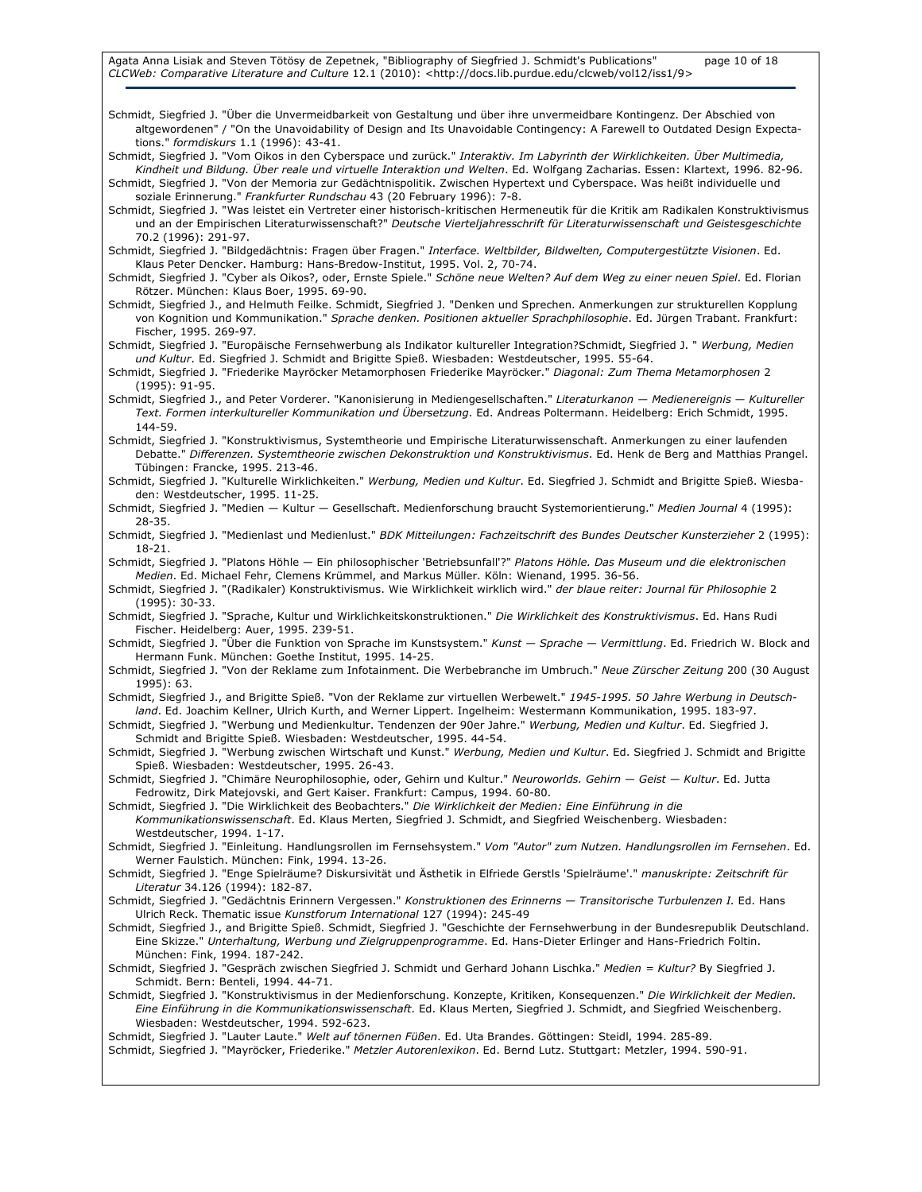Schmidt, Siegfried J. "Über die Unvermeidbarkeit von Gestaltung und über ihre unvermeidbare Kontingenz. Der Abschied von altgewordenen" / "On the Unavoidability of Design and Its Unavoidable Contingency: A Farewell to Outdated Design Expectations." *formdiskurs* 1.1 (1996): 43-41.

Schmidt, Siegfried J. "Vom Oikos in den Cyberspace und zurück." *Interaktiv. Im Labyrinth der Wirklichkeiten. Über Multimedia, Kindheit und Bildung. Über reale und virtuelle Interaktion und Welten*. Ed. Wolfgang Zacharias. Essen: Klartext, 1996. 82-96.

Schmidt, Siegfried J. "Von der Memoria zur Gedächtnispolitik. Zwischen Hypertext und Cyberspace. Was heißt individuelle und soziale Erinnerung." *Frankfurter Rundschau* 43 (20 February 1996): 7-8.

Schmidt, Siegfried J. "Was leistet ein Vertreter einer historisch-kritischen Hermeneutik für die Kritik am Radikalen Konstruktivismus und an der Empirischen Literaturwissenschaft?" *Deutsche Vierteljahresschrift für Literaturwissenschaft und Geistesgeschichte* 70.2 (1996): 291-97.

Schmidt, Siegfried J. "Bildgedächtnis: Fragen über Fragen." *Interface. Weltbilder, Bildwelten, Computergestützte Visionen*. Ed. Klaus Peter Dencker. Hamburg: Hans-Bredow-Institut, 1995. Vol. 2, 70-74.

Schmidt, Siegfried J. "Cyber als Oikos?, oder, Ernste Spiele." *Schöne neue Welten? Auf dem Weg zu einer neuen Spiel*. Ed. Florian Rötzer. München: Klaus Boer, 1995. 69-90.

Schmidt, Siegfried J., and Helmuth Feilke. Schmidt, Siegfried J. "Denken und Sprechen. Anmerkungen zur strukturellen Kopplung von Kognition und Kommunikation." *Sprache denken. Positionen aktueller Sprachphilosophie*. Ed. Jürgen Trabant. Frankfurt: Fischer, 1995. 269-97.

Schmidt, Siegfried J. "Europäische Fernsehwerbung als Indikator kultureller Integration?Schmidt, Siegfried J. " *Werbung, Medien und Kultur*. Ed. Siegfried J. Schmidt and Brigitte Spieß. Wiesbaden: Westdeutscher, 1995. 55-64.

Schmidt, Siegfried J. "Friederike Mayröcker Metamorphosen Friederike Mayröcker." *Diagonal: Zum Thema Metamorphosen* 2 (1995): 91-95.

Schmidt, Siegfried J., and Peter Vorderer. "Kanonisierung in Mediengesellschaften." *Literaturkanon — Medienereignis — Kultureller Text. Formen interkultureller Kommunikation und Übersetzung*. Ed. Andreas Poltermann. Heidelberg: Erich Schmidt, 1995. 144-59.

Schmidt, Siegfried J. "Konstruktivismus, Systemtheorie und Empirische Literaturwissenschaft. Anmerkungen zu einer laufenden Debatte." *Differenzen. Systemtheorie zwischen Dekonstruktion und Konstruktivismus*. Ed. Henk de Berg and Matthias Prangel. Tübingen: Francke, 1995. 213-46.

Schmidt, Siegfried J. "Kulturelle Wirklichkeiten." *Werbung, Medien und Kultur*. Ed. Siegfried J. Schmidt and Brigitte Spieß. Wiesbaden: Westdeutscher, 1995. 11-25.

Schmidt, Siegfried J. "Medien — Kultur — Gesellschaft. Medienforschung braucht Systemorientierung." *Medien Journal* 4 (1995): 28-35.

Schmidt, Siegfried J. "Medienlast und Medienlust." *BDK Mitteilungen: Fachzeitschrift des Bundes Deutscher Kunsterzieher* 2 (1995): 18-21.

Schmidt, Siegfried J. "Platons Höhle — Ein philosophischer 'Betriebsunfall'?" *Platons Höhle. Das Museum und die elektronischen Medien*. Ed. Michael Fehr, Clemens Krümmel, and Markus Müller. Köln: Wienand, 1995. 36-56.

Schmidt, Siegfried J. "(Radikaler) Konstruktivismus. Wie Wirklichkeit wirklich wird." *der blaue reiter: Journal für Philosophie* 2 (1995): 30-33.

Schmidt, Siegfried J. "Sprache, Kultur und Wirklichkeitskonstruktionen." *Die Wirklichkeit des Konstruktivismus*. Ed. Hans Rudi Fischer. Heidelberg: Auer, 1995. 239-51.

Schmidt, Siegfried J. "Über die Funktion von Sprache im Kunstsystem." *Kunst — Sprache — Vermittlung*. Ed. Friedrich W. Block and Hermann Funk. München: Goethe Institut, 1995. 14-25.

Schmidt, Siegfried J. "Von der Reklame zum Infotainment. Die Werbebranche im Umbruch." *Neue Zürscher Zeitung* 200 (30 August 1995): 63.

Schmidt, Siegfried J., and Brigitte Spieß. "Von der Reklame zur virtuellen Werbewelt." *1945-1995. 50 Jahre Werbung in Deutschland*. Ed. Joachim Kellner, Ulrich Kurth, and Werner Lippert. Ingelheim: Westermann Kommunikation, 1995. 183-97.

Schmidt, Siegfried J. "Werbung und Medienkultur. Tendenzen der 90er Jahre." *Werbung, Medien und Kultur*. Ed. Siegfried J. Schmidt and Brigitte Spieß. Wiesbaden: Westdeutscher, 1995. 44-54.

Schmidt, Siegfried J. "Werbung zwischen Wirtschaft und Kunst." *Werbung, Medien und Kultur*. Ed. Siegfried J. Schmidt and Brigitte Spieß. Wiesbaden: Westdeutscher, 1995. 26-43.

Schmidt, Siegfried J. "Chimäre Neurophilosophie, oder, Gehirn und Kultur." *Neuroworlds. Gehirn — Geist — Kultur*. Ed. Jutta Fedrowitz, Dirk Matejovski, and Gert Kaiser. Frankfurt: Campus, 1994. 60-80.

Schmidt, Siegfried J. "Die Wirklichkeit des Beobachters." *Die Wirklichkeit der Medien: Eine Einführung in die Kommunikationswissenschaft*. Ed. Klaus Merten, Siegfried J. Schmidt, and Siegfried Weischenberg. Wiesbaden: Westdeutscher, 1994. 1-17.

Schmidt, Siegfried J. "Einleitung. Handlungsrollen im Fernsehsystem." *Vom "Autor" zum Nutzen. Handlungsrollen im Fernsehen*. Ed. Werner Faulstich. München: Fink, 1994. 13-26.

Schmidt, Siegfried J. "Enge Spielräume? Diskursivität und Ästhetik in Elfriede Gerstls 'Spielräume'." *manuskripte: Zeitschrift für Literatur* 34.126 (1994): 182-87.

Schmidt, Siegfried J. "Gedächtnis Erinnern Vergessen." *Konstruktionen des Erinnerns — Transitorische Turbulenzen I.* Ed. Hans Ulrich Reck. Thematic issue *Kunstforum International* 127 (1994): 245-49

Schmidt, Siegfried J., and Brigitte Spieß. Schmidt, Siegfried J. "Geschichte der Fernsehwerbung in der Bundesrepublik Deutschland. Eine Skizze." *Unterhaltung, Werbung und Zielgruppenprogramme*. Ed. Hans-Dieter Erlinger and Hans-Friedrich Foltin. München: Fink, 1994. 187-242.

Schmidt, Siegfried J. "Gespräch zwischen Siegfried J. Schmidt und Gerhard Johann Lischka." *Medien = Kultur?* By Siegfried J. Schmidt. Bern: Benteli, 1994. 44-71.

Schmidt, Siegfried J. "Konstruktivismus in der Medienforschung. Konzepte, Kritiken, Konsequenzen." *Die Wirklichkeit der Medien. Eine Einführung in die Kommunikationswissenschaft*. Ed. Klaus Merten, Siegfried J. Schmidt, and Siegfried Weischenberg. Wiesbaden: Westdeutscher, 1994. 592-623.

Schmidt, Siegfried J. "Lauter Laute." *Welt auf tönernen Füßen*. Ed. Uta Brandes. Göttingen: Steidl, 1994. 285-89.

Schmidt, Siegfried J. "Mayröcker, Friederike." *Metzler Autorenlexikon*. Ed. Bernd Lutz. Stuttgart: Metzler, 1994. 590-91.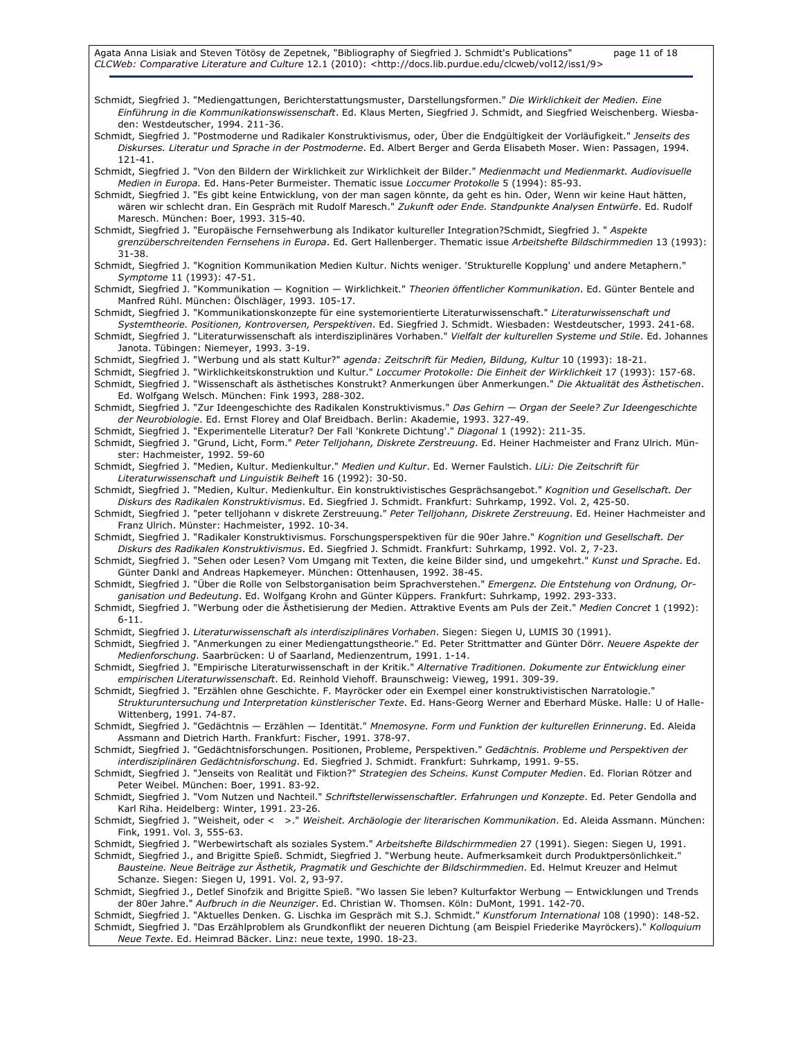Schmidt, Siegfried J. "Mediengattungen, Berichterstattungsmuster, Darstellungsformen." *Die Wirklichkeit der Medien. Eine Einführung in die Kommunikationswissenschaft*. Ed. Klaus Merten, Siegfried J. Schmidt, and Siegfried Weischenberg. Wiesbaden: Westdeutscher, 1994. 211-36.

Schmidt, Siegfried J. "Postmoderne und Radikaler Konstruktivismus, oder, Über die Endgültigkeit der Vorläufigkeit." *Jenseits des Diskurses. Literatur und Sprache in der Postmoderne*. Ed. Albert Berger and Gerda Elisabeth Moser. Wien: Passagen, 1994. 121-41.

Schmidt, Siegfried J. "Von den Bildern der Wirklichkeit zur Wirklichkeit der Bilder." *Medienmacht und Medienmarkt. Audiovisuelle Medien in Europa.* Ed. Hans-Peter Burmeister. Thematic issue *Loccumer Protokolle* 5 (1994): 85-93.

Schmidt, Siegfried J. "Es gibt keine Entwicklung, von der man sagen könnte, da geht es hin. Oder, Wenn wir keine Haut hätten, wären wir schlecht dran. Ein Gespräch mit Rudolf Maresch." *Zukunft oder Ende. Standpunkte Analysen Entwürfe*. Ed. Rudolf Maresch. München: Boer, 1993. 315-40.

Schmidt, Siegfried J. "Europäische Fernsehwerbung als Indikator kultureller Integration?Schmidt, Siegfried J. " *Aspekte grenzüberschreitenden Fernsehens in Europa*. Ed. Gert Hallenberger. Thematic issue *Arbeitshefte Bildschirmmedien* 13 (1993): 31-38.

Schmidt, Siegfried J. "Kognition Kommunikation Medien Kultur. Nichts weniger. 'Strukturelle Kopplung' und andere Metaphern." *Symptome* 11 (1993): 47-51.

Schmidt, Siegfried J. "Kommunikation — Kognition — Wirklichkeit." *Theorien öffentlicher Kommunikation*. Ed. Günter Bentele and Manfred Rühl. München: Ölschläger, 1993. 105-17.

Schmidt, Siegfried J. "Kommunikationskonzepte für eine systemorientierte Literaturwissenschaft." *Literaturwissenschaft und Systemtheorie. Positionen, Kontroversen, Perspektiven*. Ed. Siegfried J. Schmidt. Wiesbaden: Westdeutscher, 1993. 241-68.

Schmidt, Siegfried J. "Literaturwissenschaft als interdisziplinäres Vorhaben." *Vielfalt der kulturellen Systeme und Stile*. Ed. Johannes Janota. Tübingen: Niemeyer, 1993. 3-19.

Schmidt, Siegfried J. "Werbung und als statt Kultur?" *agenda: Zeitschrift für Medien, Bildung, Kultur* 10 (1993): 18-21.

Schmidt, Siegfried J. "Wirklichkeitskonstruktion und Kultur." *Loccumer Protokolle: Die Einheit der Wirklichkeit* 17 (1993): 157-68.

Schmidt, Siegfried J. "Wissenschaft als ästhetisches Konstrukt? Anmerkungen über Anmerkungen." *Die Aktualität des Ästhetischen*. Ed. Wolfgang Welsch. München: Fink 1993, 288-302.

Schmidt, Siegfried J. "Zur Ideengeschichte des Radikalen Konstruktivismus." *Das Gehirn — Organ der Seele? Zur Ideengeschichte der Neurobiologie*. Ed. Ernst Florey and Olaf Breidbach. Berlin: Akademie, 1993. 327-49.

Schmidt, Siegfried J. "Experimentelle Literatur? Der Fall 'Konkrete Dichtung'." *Diagonal* 1 (1992): 211-35.

Schmidt, Siegfried J. "Grund, Licht, Form." *Peter Telljohann, Diskrete Zerstreuung*. Ed. Heiner Hachmeister and Franz Ulrich. Münster: Hachmeister, 1992. 59-60

Schmidt, Siegfried J. "Medien, Kultur. Medienkultur." *Medien und Kultur*. Ed. Werner Faulstich. *LiLi: Die Zeitschrift für Literaturwissenschaft und Linguistik Beiheft* 16 (1992): 30-50.

Schmidt, Siegfried J. "Medien, Kultur. Medienkultur. Ein konstruktivistisches Gesprächsangebot." *Kognition und Gesellschaft. Der Diskurs des Radikalen Konstruktivismus*. Ed. Siegfried J. Schmidt. Frankfurt: Suhrkamp, 1992. Vol. 2, 425-50.

Schmidt, Siegfried J. "peter telljohann v diskrete Zerstreuung." *Peter Telljohann, Diskrete Zerstreuung*. Ed. Heiner Hachmeister and Franz Ulrich. Münster: Hachmeister, 1992. 10-34.

Schmidt, Siegfried J. "Radikaler Konstruktivismus. Forschungsperspektiven für die 90er Jahre." *Kognition und Gesellschaft. Der Diskurs des Radikalen Konstruktivismus*. Ed. Siegfried J. Schmidt. Frankfurt: Suhrkamp, 1992. Vol. 2, 7-23.

Schmidt, Siegfried J. "Sehen oder Lesen? Vom Umgang mit Texten, die keine Bilder sind, und umgekehrt." *Kunst und Sprache*. Ed. Günter Dankl and Andreas Hapkemeyer. München: Ottenhausen, 1992. 38-45.

Schmidt, Siegfried J. "Über die Rolle von Selbstorganisation beim Sprachverstehen." *Emergenz. Die Entstehung von Ordnung, Organisation und Bedeutung*. Ed. Wolfgang Krohn and Günter Küppers. Frankfurt: Suhrkamp, 1992. 293-333.

Schmidt, Siegfried J. "Werbung oder die Ästhetisierung der Medien. Attraktive Events am Puls der Zeit." *Medien Concret* 1 (1992): 6-11.

Schmidt, Siegfried J. *Literaturwissenschaft als interdisziplinäres Vorhaben*. Siegen: Siegen U, LUMIS 30 (1991).

Schmidt, Siegfried J. "Anmerkungen zu einer Mediengattungstheorie." Ed. Peter Strittmatter and Günter Dörr. *Neuere Aspekte der Medienforschung*. Saarbrücken: U of Saarland, Medienzentrum, 1991. 1-14.

Schmidt, Siegfried J. "Empirische Literaturwissenschaft in der Kritik." *Alternative Traditionen. Dokumente zur Entwicklung einer empirischen Literaturwissenschaft*. Ed. Reinhold Viehoff. Braunschweig: Vieweg, 1991. 309-39.

Schmidt, Siegfried J. "Erzählen ohne Geschichte. F. Mayröcker oder ein Exempel einer konstruktivistischen Narratologie." *Strukturuntersuchung und Interpretation künstlerischer Texte*. Ed. Hans-Georg Werner and Eberhard Müske. Halle: U of Halle-Wittenberg, 1991. 74-87.

Schmidt, Siegfried J. "Gedächtnis — Erzählen — Identität." *Mnemosyne. Form und Funktion der kulturellen Erinnerung*. Ed. Aleida Assmann and Dietrich Harth. Frankfurt: Fischer, 1991. 378-97.

Schmidt, Siegfried J. "Gedächtnisforschungen. Positionen, Probleme, Perspektiven." *Gedächtnis. Probleme und Perspektiven der interdisziplinären Gedächtnisforschung*. Ed. Siegfried J. Schmidt. Frankfurt: Suhrkamp, 1991. 9-55.

Schmidt, Siegfried J. "Jenseits von Realität und Fiktion?" *Strategien des Scheins. Kunst Computer Medien*. Ed. Florian Rötzer and Peter Weibel. München: Boer, 1991. 83-92.

Schmidt, Siegfried J. "Vom Nutzen und Nachteil." *Schriftstellerwissenschaftler. Erfahrungen und Konzepte*. Ed. Peter Gendolla and Karl Riha. Heidelberg: Winter, 1991. 23-26.

Schmidt, Siegfried J. "Weisheit, oder < >." *Weisheit. Archäologie der literarischen Kommunikation*. Ed. Aleida Assmann. München: Fink, 1991. Vol. 3, 555-63.

Schmidt, Siegfried J. "Werbewirtschaft als soziales System." *Arbeitshefte Bildschirmmedien* 27 (1991). Siegen: Siegen U, 1991.

Schmidt, Siegfried J., and Brigitte Spieß. Schmidt, Siegfried J. "Werbung heute. Aufmerksamkeit durch Produktpersönlichkeit." *Bausteine. Neue Beiträge zur Ästhetik, Pragmatik und Geschichte der Bildschirmmedien*. Ed. Helmut Kreuzer and Helmut Schanze. Siegen: Siegen U, 1991. Vol. 2, 93-97.

Schmidt, Siegfried J., Detlef Sinofzik and Brigitte Spieß. "Wo lassen Sie leben? Kulturfaktor Werbung — Entwicklungen und Trends der 80er Jahre." *Aufbruch in die Neunziger*. Ed. Christian W. Thomsen. Köln: DuMont, 1991. 142-70.

Schmidt, Siegfried J. "Aktuelles Denken. G. Lischka im Gespräch mit S.J. Schmidt." *Kunstforum International* 108 (1990): 148-52.

Schmidt, Siegfried J. "Das Erzählproblem als Grundkonflikt der neueren Dichtung (am Beispiel Friederike Mayröckers)." *Kolloquium Neue Texte*. Ed. Heimrad Bäcker. Linz: neue texte, 1990. 18-23.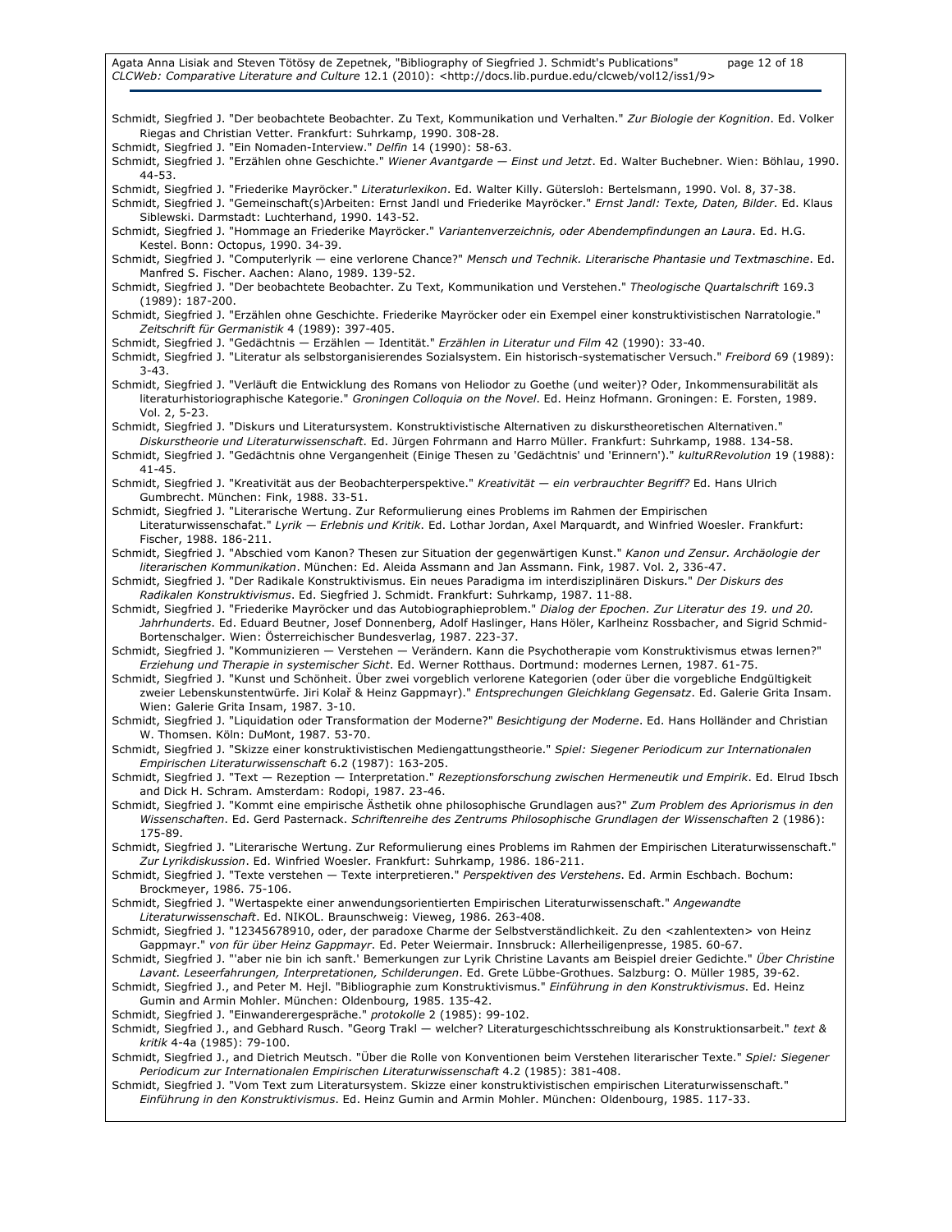Schmidt, Siegfried J. "Der beobachtete Beobachter. Zu Text, Kommunikation und Verhalten." *Zur Biologie der Kognition*. Ed. Volker Riegas and Christian Vetter. Frankfurt: Suhrkamp, 1990. 308-28.

Schmidt, Siegfried J. "Ein Nomaden-Interview." *Delfin* 14 (1990): 58-63.

Schmidt, Siegfried J. "Erzählen ohne Geschichte." *Wiener Avantgarde — Einst und Jetzt*. Ed. Walter Buchebner. Wien: Böhlau, 1990. 44-53.

Schmidt, Siegfried J. "Friederike Mayröcker." *Literaturlexikon*. Ed. Walter Killy. Gütersloh: Bertelsmann, 1990. Vol. 8, 37-38.

Schmidt, Siegfried J. "Gemeinschaft(s)Arbeiten: Ernst Jandl und Friederike Mayröcker." *Ernst Jandl: Texte, Daten, Bilder*. Ed. Klaus Siblewski. Darmstadt: Luchterhand, 1990. 143-52.

Schmidt, Siegfried J. "Hommage an Friederike Mayröcker." *Variantenverzeichnis, oder Abendempfindungen an Laura*. Ed. H.G. Kestel. Bonn: Octopus, 1990. 34-39.

Schmidt, Siegfried J. "Computerlyrik — eine verlorene Chance?" *Mensch und Technik. Literarische Phantasie und Textmaschine*. Ed. Manfred S. Fischer. Aachen: Alano, 1989. 139-52.

Schmidt, Siegfried J. "Der beobachtete Beobachter. Zu Text, Kommunikation und Verstehen." *Theologische Quartalschrift* 169.3 (1989): 187-200.

Schmidt, Siegfried J. "Erzählen ohne Geschichte. Friederike Mayröcker oder ein Exempel einer konstruktivistischen Narratologie." *Zeitschrift für Germanistik* 4 (1989): 397-405.

Schmidt, Siegfried J. "Gedächtnis — Erzählen — Identität." *Erzählen in Literatur und Film* 42 (1990): 33-40.

Schmidt, Siegfried J. "Literatur als selbstorganisierendes Sozialsystem. Ein historisch-systematischer Versuch." *Freibord* 69 (1989): 3-43.

Schmidt, Siegfried J. "Verläuft die Entwicklung des Romans von Heliodor zu Goethe (und weiter)? Oder, Inkommensurabilität als literaturhistoriographische Kategorie." *Groningen Colloquia on the Novel*. Ed. Heinz Hofmann. Groningen: E. Forsten, 1989. Vol. 2, 5-23.

Schmidt, Siegfried J. "Diskurs und Literatursystem. Konstruktivistische Alternativen zu diskurstheoretischen Alternativen." *Diskurstheorie und Literaturwissenschaft*. Ed. Jürgen Fohrmann and Harro Müller. Frankfurt: Suhrkamp, 1988. 134-58.

Schmidt, Siegfried J. "Gedächtnis ohne Vergangenheit (Einige Thesen zu 'Gedächtnis' und 'Erinnern')." *kultuRRevolution* 19 (1988): 41-45.

Schmidt, Siegfried J. "Kreativität aus der Beobachterperspektive." *Kreativität — ein verbrauchter Begriff?* Ed. Hans Ulrich Gumbrecht. München: Fink, 1988. 33-51.

Schmidt, Siegfried J. "Literarische Wertung. Zur Reformulierung eines Problems im Rahmen der Empirischen Literaturwissenschafat." *Lyrik — Erlebnis und Kritik*. Ed. Lothar Jordan, Axel Marquardt, and Winfried Woesler. Frankfurt: Fischer, 1988. 186-211.

Schmidt, Siegfried J. "Abschied vom Kanon? Thesen zur Situation der gegenwärtigen Kunst." *Kanon und Zensur. Archäologie der literarischen Kommunikation*. München: Ed. Aleida Assmann and Jan Assmann. Fink, 1987. Vol. 2, 336-47.

Schmidt, Siegfried J. "Der Radikale Konstruktivismus. Ein neues Paradigma im interdisziplinären Diskurs." *Der Diskurs des Radikalen Konstruktivismus*. Ed. Siegfried J. Schmidt. Frankfurt: Suhrkamp, 1987. 11-88.

Schmidt, Siegfried J. "Friederike Mayröcker und das Autobiographieproblem." *Dialog der Epochen. Zur Literatur des 19. und 20. Jahrhunderts*. Ed. Eduard Beutner, Josef Donnenberg, Adolf Haslinger, Hans Höler, Karlheinz Rossbacher, and Sigrid Schmid-Bortenschalger. Wien: Österreichischer Bundesverlag, 1987. 223-37.

Schmidt, Siegfried J. "Kommunizieren — Verstehen — Verändern. Kann die Psychotherapie vom Konstruktivismus etwas lernen?" *Erziehung und Therapie in systemischer Sicht*. Ed. Werner Rotthaus. Dortmund: modernes Lernen, 1987. 61-75.

Schmidt, Siegfried J. "Kunst und Schönheit. Über zwei vorgeblich verlorene Kategorien (oder über die vorgebliche Endgültigkeit zweier Lebenskunstentwürfe. Jiri Kolař & Heinz Gappmayr)." *Entsprechungen Gleichklang Gegensatz*. Ed. Galerie Grita Insam. Wien: Galerie Grita Insam, 1987. 3-10.

Schmidt, Siegfried J. "Liquidation oder Transformation der Moderne?" *Besichtigung der Moderne*. Ed. Hans Holländer and Christian W. Thomsen. Köln: DuMont, 1987. 53-70.

Schmidt, Siegfried J. "Skizze einer konstruktivistischen Mediengattungstheorie." *Spiel: Siegener Periodicum zur Internationalen Empirischen Literaturwissenschaft* 6.2 (1987): 163-205.

Schmidt, Siegfried J. "Text — Rezeption — Interpretation." *Rezeptionsforschung zwischen Hermeneutik und Empirik*. Ed. Elrud Ibsch and Dick H. Schram. Amsterdam: Rodopi, 1987. 23-46.

Schmidt, Siegfried J. "Kommt eine empirische Ästhetik ohne philosophische Grundlagen aus?" *Zum Problem des Apriorismus in den Wissenschaften*. Ed. Gerd Pasternack. *Schriftenreihe des Zentrums Philosophische Grundlagen der Wissenschaften* 2 (1986): 175-89.

Schmidt, Siegfried J. "Literarische Wertung. Zur Reformulierung eines Problems im Rahmen der Empirischen Literaturwissenschaft." *Zur Lyrikdiskussion*. Ed. Winfried Woesler. Frankfurt: Suhrkamp, 1986. 186-211.

Schmidt, Siegfried J. "Texte verstehen — Texte interpretieren." *Perspektiven des Verstehens*. Ed. Armin Eschbach. Bochum: Brockmeyer, 1986. 75-106.

Schmidt, Siegfried J. "Wertaspekte einer anwendungsorientierten Empirischen Literaturwissenschaft." *Angewandte Literaturwissenschaft*. Ed. NIKOL. Braunschweig: Vieweg, 1986. 263-408.

Schmidt, Siegfried J. "12345678910, oder, der paradoxe Charme der Selbstverständlichkeit. Zu den <zahlentexten> von Heinz Gappmayr." *von für über Heinz Gappmayr*. Ed. Peter Weiermair. Innsbruck: Allerheiligenpresse, 1985. 60-67.

Schmidt, Siegfried J. "'aber nie bin ich sanft.' Bemerkungen zur Lyrik Christine Lavants am Beispiel dreier Gedichte." *Über Christine Lavant. Leseerfahrungen, Interpretationen, Schilderungen*. Ed. Grete Lübbe-Grothues. Salzburg: O. Müller 1985, 39-62.

Schmidt, Siegfried J., and Peter M. Hejl. "Bibliographie zum Konstruktivismus." *Einführung in den Konstruktivismus*. Ed. Heinz Gumin and Armin Mohler. München: Oldenbourg, 1985. 135-42.

Schmidt, Siegfried J. "Einwanderergespräche." *protokolle* 2 (1985): 99-102.

Schmidt, Siegfried J., and Gebhard Rusch. "Georg Trakl — welcher? Literaturgeschichtsschreibung als Konstruktionsarbeit." *text & kritik* 4-4a (1985): 79-100.

Schmidt, Siegfried J., and Dietrich Meutsch. "Über die Rolle von Konventionen beim Verstehen literarischer Texte." *Spiel: Siegener Periodicum zur Internationalen Empirischen Literaturwissenschaft* 4.2 (1985): 381-408.

Schmidt, Siegfried J. "Vom Text zum Literatursystem. Skizze einer konstruktivistischen empirischen Literaturwissenschaft." *Einführung in den Konstruktivismus*. Ed. Heinz Gumin and Armin Mohler. München: Oldenbourg, 1985. 117-33.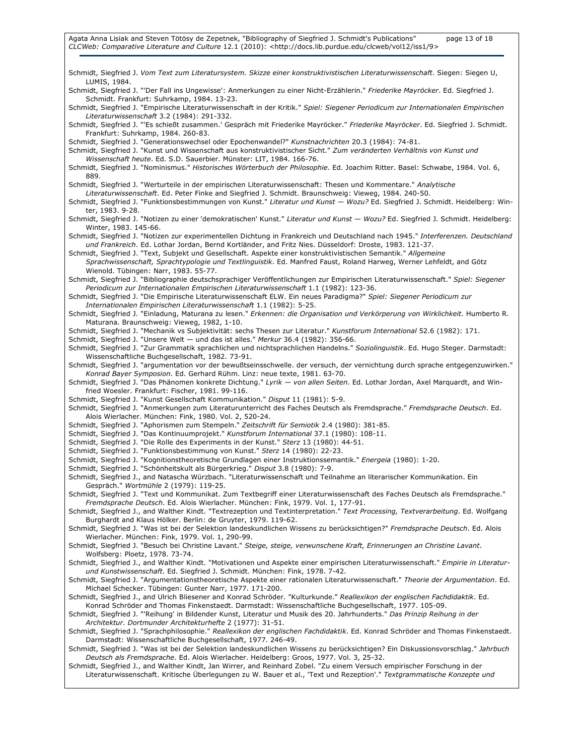Schmidt, Siegfried J. *Vom Text zum Literatursystem. Skizze einer konstruktivistischen Literaturwissenschaft*. Siegen: Siegen U, LUMIS, 1984.

Schmidt, Siegfried J. "'Der Fall ins Ungewisse': Anmerkungen zu einer Nicht-Erzählerin." *Friederike Mayröcker*. Ed. Siegfried J. Schmidt. Frankfurt: Suhrkamp, 1984. 13-23.

Schmidt, Siegfried J. "Empirische Literaturwissenschaft in der Kritik." *Spiel: Siegener Periodicum zur Internationalen Empirischen Literaturwissenschaft* 3.2 (1984): 291-332.

Schmidt, Siegfried J. "'Es schießt zusammen.' Gespräch mit Friederike Mayröcker." *Friederike Mayröcker*. Ed. Siegfried J. Schmidt. Frankfurt: Suhrkamp, 1984. 260-83.

Schmidt, Siegfried J. "Generationswechsel oder Epochenwandel?" *Kunstnachrichten* 20.3 (1984): 74-81.

Schmidt, Siegfried J. "Kunst und Wissenschaft aus konstruktivistischer Sicht." *Zum veränderten Verhältnis von Kunst und Wissenschaft heute*. Ed. S.D. Sauerbier. Münster: LIT, 1984. 166-76.

Schmidt, Siegfried J. "Nominismus." *Historisches Wörterbuch der Philosophie*. Ed. Joachim Ritter. Basel: Schwabe, 1984. Vol. 6, 889.

Schmidt, Siegfried J. "Werturteile in der empirischen Literaturwissenschaft: Thesen und Kommentare." *Analytische Literaturwissenschaft*. Ed. Peter Finke and Siegfried J. Schmidt. Braunschweig: Vieweg, 1984. 240-50.

Schmidt, Siegfried J. "Funktionsbestimmungen von Kunst." *Literatur und Kunst — Wozu?* Ed. Siegfried J. Schmidt. Heidelberg: Winter, 1983. 9-28.

Schmidt, Siegfried J. "Notizen zu einer 'demokratischen' Kunst." *Literatur und Kunst — Wozu?* Ed. Siegfried J. Schmidt. Heidelberg: Winter, 1983. 145-66.

Schmidt, Siegfried J. "Notizen zur experimentellen Dichtung in Frankreich und Deutschland nach 1945." *Interferenzen. Deutschland und Frankreich*. Ed. Lothar Jordan, Bernd Kortländer, and Fritz Nies. Düsseldorf: Droste, 1983. 121-37.

Schmidt, Siegfried J. "Text, Subjekt und Gesellschaft. Aspekte einer konstruktivistischen Semantik." *Allgemeine Sprachwissenschaft, Sprachtypologie und Textlinguistik*. Ed. Manfred Faust, Roland Harweg, Werner Lehfeldt, and Götz Wienold. Tübingen: Narr, 1983. 55-77.

Schmidt, Siegfried J. "Bibliographie deutschsprachiger Veröffentlichungen zur Empirischen Literaturwissenschaft." *Spiel: Siegener Periodicum zur Internationalen Empirischen Literaturwissenschaft* 1.1 (1982): 123-36.

Schmidt, Siegfried J. "Die Empirische Literaturwissenschaft ELW. Ein neues Paradigma?" *Spiel: Siegener Periodicum zur Internationalen Empirischen Literaturwissenschaft* 1.1 (1982): 5-25.

Schmidt, Siegfried J. "Einladung, Maturana zu lesen." *Erkennen: die Organisation und Verkörperung von Wirklichkeit*. Humberto R. Maturana. Braunschweig: Vieweg, 1982, 1-10.

Schmidt, Siegfried J. "Mechanik vs Subjektivität: sechs Thesen zur Literatur." *Kunstforum International* 52.6 (1982): 171.

Schmidt, Siegfried J. "Unsere Welt — und das ist alles." *Merkur* 36.4 (1982): 356-66.

Schmidt, Siegfried J. "Zur Grammatik sprachlichen und nichtsprachlichen Handelns." *Soziolinguistik*. Ed. Hugo Steger. Darmstadt: Wissenschaftliche Buchgesellschaft, 1982. 73-91.

Schmidt, Siegfried J. "argumentation vor der bewußtseinsschwelle. der versuch, der vernichtung durch sprache entgegenzuwirken." *Konrad Bayer Symposion*. Ed. Gerhard Rühm. Linz: neue texte, 1981. 63-70.

Schmidt, Siegfried J. "Das Phänomen konkrete Dichtung." *Lyrik — von allen Seiten*. Ed. Lothar Jordan, Axel Marquardt, and Winfried Woesler. Frankfurt: Fischer, 1981. 99-116.

Schmidt, Siegfried J. "Kunst Gesellschaft Kommunikation." *Disput* 11 (1981): 5-9.

Schmidt, Siegfried J. "Anmerkungen zum Literaturunterricht des Faches Deutsch als Fremdsprache." *Fremdsprache Deutsch*. Ed. Alois Wierlacher. München: Fink, 1980. Vol. 2, 520-24.

Schmidt, Siegfried J. "Aphorismen zum Stempeln." *Zeitschrift für Semiotik* 2.4 (1980): 381-85.

Schmidt, Siegfried J. "Das Kontinuumprojekt." *Kunstforum International* 37.1 (1980): 108-11.

Schmidt, Siegfried J. "Die Rolle des Experiments in der Kunst." *Sterz* 13 (1980): 44-51.

Schmidt, Siegfried J. "Funktionsbestimmung von Kunst." *Sterz* 14 (1980): 22-23.

Schmidt, Siegfried J. "Kognitionstheoretische Grundlagen einer Instruktionssemantik." *Energeia* (1980): 1-20.

Schmidt, Siegfried J. "Schönheitskult als Bürgerkrieg." *Disput* 3.8 (1980): 7-9.

Schmidt, Siegfried J., and Natascha Würzbach. "Literaturwissenschaft und Teilnahme an literarischer Kommunikation. Ein Gespräch." *Wortmühle* 2 (1979): 119-25.

Schmidt, Siegfried J. "Text und Kommunikat. Zum Textbegriff einer Literaturwissenschaft des Faches Deutsch als Fremdsprache." *Fremdsprache Deutsch*. Ed. Alois Wierlacher. München: Fink, 1979. Vol. 1, 177-91.

Schmidt, Siegfried J., and Walther Kindt. "Textrezeption und Textinterpretation." *Text Processing, Textverarbeitung*. Ed. Wolfgang Burghardt and Klaus Hölker. Berlin: de Gruyter, 1979. 119-62.

Schmidt, Siegfried J. "Was ist bei der Selektion landeskundlichen Wissens zu berücksichtigen?" *Fremdsprache Deutsch*. Ed. Alois Wierlacher. München: Fink, 1979. Vol. 1, 290-99.

Schmidt, Siegfried J. "Besuch bei Christine Lavant." *Steige, steige, verwunschene Kraft, Erinnerungen an Christine Lavant*. Wolfsberg: Ploetz, 1978. 73-74.

Schmidt, Siegfried J., and Walther Kindt. "Motivationen und Aspekte einer empirischen Literaturwissenschaft." *Empirie in Literatur- und Kunstwissenschaft*. Ed. Siegfried J. Schmidt. München: Fink, 1978. 7-42.

Schmidt, Siegfried J. "Argumentationstheoretische Aspekte einer rationalen Literaturwissenschaft." *Theorie der Argumentation*. Ed. Michael Schecker. Tübingen: Gunter Narr, 1977. 171-200.

Schmidt, Siegfried J., and Ulrich Bliesener and Konrad Schröder. "Kulturkunde." *Reallexikon der englischen Fachdidaktik*. Ed. Konrad Schröder and Thomas Finkenstaedt. Darmstadt: Wissenschaftliche Buchgesellschaft, 1977. 105-09.

Schmidt, Siegfried J. "'Reihung' in Bildender Kunst, Literatur und Musik des 20. Jahrhunderts." *Das Prinzip Reihung in der Architektur. Dortmunder Architekturhefte* 2 (1977): 31-51.

Schmidt, Siegfried J. "Sprachphilosophie." *Reallexikon der englischen Fachdidaktik*. Ed. Konrad Schröder and Thomas Finkenstaedt. Darmstadt: Wissenschaftliche Buchgesellschaft, 1977. 246-49.

Schmidt, Siegfried J. "Was ist bei der Selektion landeskundlichen Wissens zu berücksichtigen? Ein Diskussionsvorschlag." *Jahrbuch Deutsch als Fremdsprache*. Ed. Alois Wierlacher. Heidelberg: Groos, 1977. Vol. 3, 25-32.

Schmidt, Siegfried J., and Walther Kindt, Jan Wirrer, and Reinhard Zobel. "Zu einem Versuch empirischer Forschung in der Literaturwissenschaft. Kritische Überlegungen zu W. Bauer et al., 'Text und Rezeption'." *Textgrammatische Konzepte und*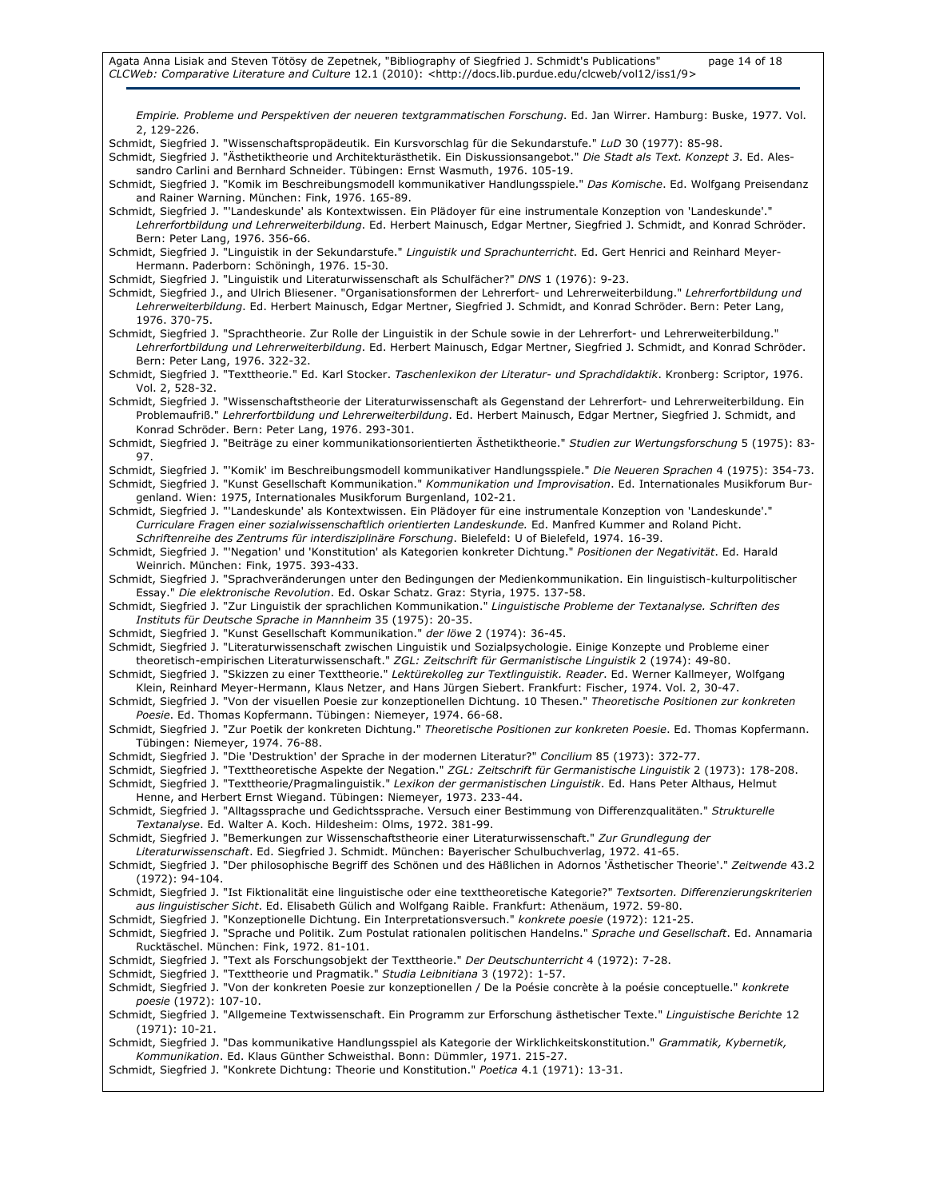*Empirie. Probleme und Perspektiven der neueren textgrammatischen Forschung*. Ed. Jan Wirrer. Hamburg: Buske, 1977. Vol. 2, 129-226.

Schmidt, Siegfried J. "Wissenschaftspropädeutik. Ein Kursvorschlag für die Sekundarstufe." *LuD* 30 (1977): 85-98.

Schmidt, Siegfried J. "Ästhetiktheorie und Architekturästhetik. Ein Diskussionsangebot." *Die Stadt als Text. Konzept 3*. Ed. Alessandro Carlini and Bernhard Schneider. Tübingen: Ernst Wasmuth, 1976. 105-19.

Schmidt, Siegfried J. "Komik im Beschreibungsmodell kommunikativer Handlungsspiele." *Das Komische*. Ed. Wolfgang Preisendanz and Rainer Warning. München: Fink, 1976. 165-89.

Schmidt, Siegfried J. "'Landeskunde' als Kontextwissen. Ein Plädoyer für eine instrumentale Konzeption von 'Landeskunde'." *Lehrerfortbildung und Lehrerweiterbildung*. Ed. Herbert Mainusch, Edgar Mertner, Siegfried J. Schmidt, and Konrad Schröder. Bern: Peter Lang, 1976. 356-66.

Schmidt, Siegfried J. "Linguistik in der Sekundarstufe." *Linguistik und Sprachunterricht*. Ed. Gert Henrici and Reinhard Meyer-Hermann. Paderborn: Schöningh, 1976. 15-30.

Schmidt, Siegfried J. "Linguistik und Literaturwissenschaft als Schulfächer?" *DNS* 1 (1976): 9-23.

Schmidt, Siegfried J., and Ulrich Bliesener. "Organisationsformen der Lehrerfort- und Lehrerweiterbildung." *Lehrerfortbildung und Lehrerweiterbildung*. Ed. Herbert Mainusch, Edgar Mertner, Siegfried J. Schmidt, and Konrad Schröder. Bern: Peter Lang, 1976. 370-75.

Schmidt, Siegfried J. "Sprachtheorie. Zur Rolle der Linguistik in der Schule sowie in der Lehrerfort- und Lehrerweiterbildung." *Lehrerfortbildung und Lehrerweiterbildung*. Ed. Herbert Mainusch, Edgar Mertner, Siegfried J. Schmidt, and Konrad Schröder. Bern: Peter Lang, 1976. 322-32.

Schmidt, Siegfried J. "Texttheorie." Ed. Karl Stocker. *Taschenlexikon der Literatur- und Sprachdidaktik*. Kronberg: Scriptor, 1976. Vol. 2, 528-32.

Schmidt, Siegfried J. "Wissenschaftstheorie der Literaturwissenschaft als Gegenstand der Lehrerfort- und Lehrerweiterbildung. Ein Problemaufriß." *Lehrerfortbildung und Lehrerweiterbildung*. Ed. Herbert Mainusch, Edgar Mertner, Siegfried J. Schmidt, and Konrad Schröder. Bern: Peter Lang, 1976. 293-301.

Schmidt, Siegfried J. "Beiträge zu einer kommunikationsorientierten Ästhetiktheorie." *Studien zur Wertungsforschung* 5 (1975): 83-97.

Schmidt, Siegfried J. "'Komik' im Beschreibungsmodell kommunikativer Handlungsspiele." *Die Neueren Sprachen* 4 (1975): 354-73.

Schmidt, Siegfried J. "Kunst Gesellschaft Kommunikation." *Kommunikation und Improvisation*. Ed. Internationales Musikforum Burgenland. Wien: 1975, Internationales Musikforum Burgenland, 102-21.

Schmidt, Siegfried J. "'Landeskunde' als Kontextwissen. Ein Plädoyer für eine instrumentale Konzeption von 'Landeskunde'." *Curriculare Fragen einer sozialwissenschaftlich orientierten Landeskunde.* Ed. Manfred Kummer and Roland Picht. *Schriftenreihe des Zentrums für interdisziplinäre Forschung*. Bielefeld: U of Bielefeld, 1974. 16-39.

Schmidt, Siegfried J. "'Negation' und 'Konstitution' als Kategorien konkreter Dichtung." *Positionen der Negativität*. Ed. Harald Weinrich. München: Fink, 1975. 393-433.

Schmidt, Siegfried J. "Sprachveränderungen unter den Bedingungen der Medienkommunikation. Ein linguistisch-kulturpolitischer Essay." *Die elektronische Revolution*. Ed. Oskar Schatz. Graz: Styria, 1975. 137-58.

Schmidt, Siegfried J. "Zur Linguistik der sprachlichen Kommunikation." *Linguistische Probleme der Textanalyse. Schriften des Instituts für Deutsche Sprache in Mannheim* 35 (1975): 20-35.

Schmidt, Siegfried J. "Kunst Gesellschaft Kommunikation." *der löwe* 2 (1974): 36-45.

Schmidt, Siegfried J. "Literaturwissenschaft zwischen Linguistik und Sozialpsychologie. Einige Konzepte und Probleme einer theoretisch-empirischen Literaturwissenschaft." *ZGL: Zeitschrift für Germanistische Linguistik* 2 (1974): 49-80.

Schmidt, Siegfried J. "Skizzen zu einer Texttheorie." *Lektürekolleg zur Textlinguistik. Reader*. Ed. Werner Kallmeyer, Wolfgang Klein, Reinhard Meyer-Hermann, Klaus Netzer, and Hans Jürgen Siebert. Frankfurt: Fischer, 1974. Vol. 2, 30-47.

Schmidt, Siegfried J. "Von der visuellen Poesie zur konzeptionellen Dichtung. 10 Thesen." *Theoretische Positionen zur konkreten Poesie*. Ed. Thomas Kopfermann. Tübingen: Niemeyer, 1974. 66-68.

Schmidt, Siegfried J. "Zur Poetik der konkreten Dichtung." *Theoretische Positionen zur konkreten Poesie*. Ed. Thomas Kopfermann. Tübingen: Niemeyer, 1974. 76-88.

Schmidt, Siegfried J. "Die 'Destruktion' der Sprache in der modernen Literatur?" *Concilium* 85 (1973): 372-77.

Schmidt, Siegfried J. "Texttheoretische Aspekte der Negation." *ZGL: Zeitschrift für Germanistische Linguistik* 2 (1973): 178-208.

Schmidt, Siegfried J. "Texttheorie/Pragmalinguistik." *Lexikon der germanistischen Linguistik*. Ed. Hans Peter Althaus, Helmut Henne, and Herbert Ernst Wiegand. Tübingen: Niemeyer, 1973. 233-44.

Schmidt, Siegfried J. "Alltagssprache und Gedichtssprache. Versuch einer Bestimmung von Differenzqualitäten." *Strukturelle Textanalyse*. Ed. Walter A. Koch. Hildesheim: Olms, 1972. 381-99.

Schmidt, Siegfried J. "Bemerkungen zur Wissenschaftstheorie einer Literaturwissenschaft." *Zur Grundlegung der Literaturwissenschaft*. Ed. Siegfried J. Schmidt. München: Bayerischer Schulbuchverlag, 1972. 41-65.

Schmidt, Siegfried J. "Der philosophische Begriff des Schönen und des Häßlichen in Adornos 'Ästhetischer Theorie'." *Zeitwende* 43.2 (1972): 94-104.

Schmidt, Siegfried J. "Ist Fiktionalität eine linguistische oder eine texttheoretische Kategorie?" *Textsorten. Differenzierungskriterien aus linguistischer Sicht*. Ed. Elisabeth Gülich and Wolfgang Raible. Frankfurt: Athenäum, 1972. 59-80.

Schmidt, Siegfried J. "Konzeptionelle Dichtung. Ein Interpretationsversuch." *konkrete poesie* (1972): 121-25.

Schmidt, Siegfried J. "Sprache und Politik. Zum Postulat rationalen politischen Handelns." *Sprache und Gesellschaft*. Ed. Annamaria Rucktäschel. München: Fink, 1972. 81-101.

Schmidt, Siegfried J. "Text als Forschungsobjekt der Texttheorie." *Der Deutschunterricht* 4 (1972): 7-28.

Schmidt, Siegfried J. "Texttheorie und Pragmatik." *Studia Leibnitiana* 3 (1972): 1-57.

Schmidt, Siegfried J. "Von der konkreten Poesie zur konzeptionellen / De la Poésie concrète à la poésie conceptuelle." *konkrete poesie* (1972): 107-10.

Schmidt, Siegfried J. "Allgemeine Textwissenschaft. Ein Programm zur Erforschung ästhetischer Texte." *Linguistische Berichte* 12 (1971): 10-21.

Schmidt, Siegfried J. "Das kommunikative Handlungsspiel als Kategorie der Wirklichkeitskonstitution." *Grammatik, Kybernetik, Kommunikation*. Ed. Klaus Günther Schweisthal. Bonn: Dümmler, 1971. 215-27.

Schmidt, Siegfried J. "Konkrete Dichtung: Theorie und Konstitution." *Poetica* 4.1 (1971): 13-31.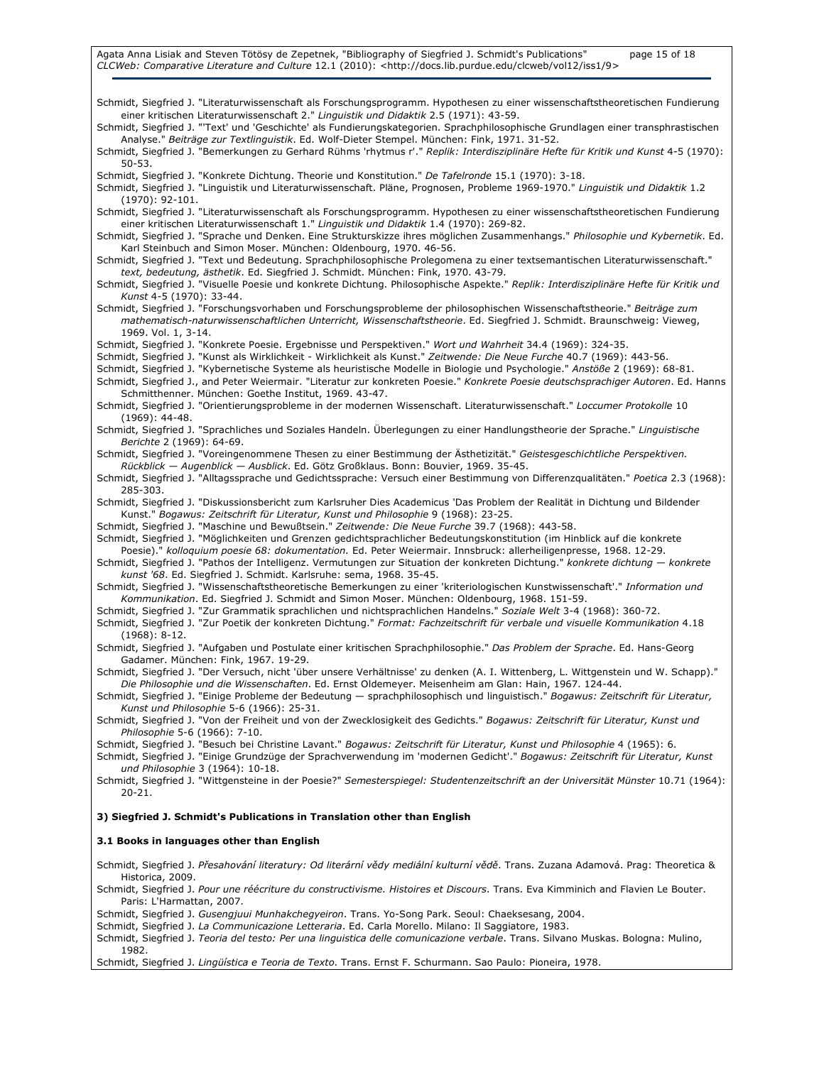Schmidt, Siegfried J. "Literaturwissenschaft als Forschungsprogramm. Hypothesen zu einer wissenschaftstheoretischen Fundierung einer kritischen Literaturwissenschaft 2." *Linguistik und Didaktik* 2.5 (1971): 43-59.

Schmidt, Siegfried J. "'Text' und 'Geschichte' als Fundierungskategorien. Sprachphilosophische Grundlagen einer transphrastischen Analyse." *Beiträge zur Textlinguistik*. Ed. Wolf-Dieter Stempel. München: Fink, 1971. 31-52.

Schmidt, Siegfried J. "Bemerkungen zu Gerhard Rühms 'rhytmus r'." *Replik: Interdisziplinäre Hefte für Kritik und Kunst* 4-5 (1970): 50-53.

Schmidt, Siegfried J. "Konkrete Dichtung. Theorie und Konstitution." *De Tafelronde* 15.1 (1970): 3-18.

Schmidt, Siegfried J. "Linguistik und Literaturwissenschaft. Pläne, Prognosen, Probleme 1969-1970." *Linguistik und Didaktik* 1.2 (1970): 92-101.

Schmidt, Siegfried J. "Literaturwissenschaft als Forschungsprogramm. Hypothesen zu einer wissenschaftstheoretischen Fundierung einer kritischen Literaturwissenschaft 1." *Linguistik und Didaktik* 1.4 (1970): 269-82.

Schmidt, Siegfried J. "Sprache und Denken. Eine Strukturskizze ihres möglichen Zusammenhangs." *Philosophie und Kybernetik*. Ed. Karl Steinbuch and Simon Moser. München: Oldenbourg, 1970. 46-56.

Schmidt, Siegfried J. "Text und Bedeutung. Sprachphilosophische Prolegomena zu einer textsemantischen Literaturwissenschaft." *text, bedeutung, ästhetik*. Ed. Siegfried J. Schmidt. München: Fink, 1970. 43-79.

Schmidt, Siegfried J. "Visuelle Poesie und konkrete Dichtung. Philosophische Aspekte." *Replik: Interdisziplinäre Hefte für Kritik und Kunst* 4-5 (1970): 33-44.

Schmidt, Siegfried J. "Forschungsvorhaben und Forschungsprobleme der philosophischen Wissenschaftstheorie." *Beiträge zum mathematisch-naturwissenschaftlichen Unterricht, Wissenschaftstheorie*. Ed. Siegfried J. Schmidt. Braunschweig: Vieweg, 1969. Vol. 1, 3-14.

Schmidt, Siegfried J. "Konkrete Poesie. Ergebnisse und Perspektiven." *Wort und Wahrheit* 34.4 (1969): 324-35.

Schmidt, Siegfried J. "Kunst als Wirklichkeit - Wirklichkeit als Kunst." *Zeitwende: Die Neue Furche* 40.7 (1969): 443-56.

Schmidt, Siegfried J. "Kybernetische Systeme als heuristische Modelle in Biologie und Psychologie." *Anstöße* 2 (1969): 68-81.

Schmidt, Siegfried J., and Peter Weiermair. "Literatur zur konkreten Poesie." *Konkrete Poesie deutschsprachiger Autoren*. Ed. Hanns Schmitthenner. München: Goethe Institut, 1969. 43-47.

Schmidt, Siegfried J. "Orientierungsprobleme in der modernen Wissenschaft. Literaturwissenschaft." *Loccumer Protokolle* 10 (1969): 44-48.

Schmidt, Siegfried J. "Sprachliches und Soziales Handeln. Überlegungen zu einer Handlungstheorie der Sprache." *Linguistische Berichte* 2 (1969): 64-69.

Schmidt, Siegfried J. "Voreingenommene Thesen zu einer Bestimmung der Ästhetizität." *Geistesgeschichtliche Perspektiven. Rückblick — Augenblick — Ausblick*. Ed. Götz Großklaus. Bonn: Bouvier, 1969. 35-45.

Schmidt, Siegfried J. "Alltagssprache und Gedichtssprache: Versuch einer Bestimmung von Differenzqualitäten." *Poetica* 2.3 (1968): 285-303.

Schmidt, Siegfried J. "Diskussionsbericht zum Karlsruher Dies Academicus 'Das Problem der Realität in Dichtung und Bildender Kunst." *Bogawus: Zeitschrift für Literatur, Kunst und Philosophie* 9 (1968): 23-25.

Schmidt, Siegfried J. "Maschine und Bewußtsein." *Zeitwende: Die Neue Furche* 39.7 (1968): 443-58.

Schmidt, Siegfried J. "Möglichkeiten und Grenzen gedichtsprachlicher Bedeutungskonstitution (im Hinblick auf die konkrete Poesie)." *kolloquium poesie 68: dokumentation.* Ed. Peter Weiermair. Innsbruck: allerheiligenpresse, 1968. 12-29.

Schmidt, Siegfried J. "Pathos der Intelligenz. Vermutungen zur Situation der konkreten Dichtung." *konkrete dichtung — konkrete kunst '68*. Ed. Siegfried J. Schmidt. Karlsruhe: sema, 1968. 35-45.

Schmidt, Siegfried J. "Wissenschaftstheoretische Bemerkungen zu einer 'kriteriologischen Kunstwissenschaft'." *Information und Kommunikation*. Ed. Siegfried J. Schmidt and Simon Moser. München: Oldenbourg, 1968. 151-59.

Schmidt, Siegfried J. "Zur Grammatik sprachlichen und nichtsprachlichen Handelns." *Soziale Welt* 3-4 (1968): 360-72.

Schmidt, Siegfried J. "Zur Poetik der konkreten Dichtung." *Format: Fachzeitschrift für verbale und visuelle Kommunikation* 4.18 (1968): 8-12.

Schmidt, Siegfried J. "Aufgaben und Postulate einer kritischen Sprachphilosophie." *Das Problem der Sprache*. Ed. Hans-Georg Gadamer. München: Fink, 1967. 19-29.

Schmidt, Siegfried J. "Der Versuch, nicht 'über unsere Verhältnisse' zu denken (A. I. Wittenberg, L. Wittgenstein und W. Schapp)." *Die Philosophie und die Wissenschaften*. Ed. Ernst Oldemeyer. Meisenheim am Glan: Hain, 1967. 124-44.

Schmidt, Siegfried J. "Einige Probleme der Bedeutung — sprachphilosophisch und linguistisch." *Bogawus: Zeitschrift für Literatur, Kunst und Philosophie* 5-6 (1966): 25-31.

Schmidt, Siegfried J. "Von der Freiheit und von der Zwecklosigkeit des Gedichts." *Bogawus: Zeitschrift für Literatur, Kunst und Philosophie* 5-6 (1966): 7-10.

Schmidt, Siegfried J. "Besuch bei Christine Lavant." *Bogawus: Zeitschrift für Literatur, Kunst und Philosophie* 4 (1965): 6.

Schmidt, Siegfried J. "Einige Grundzüge der Sprachverwendung im 'modernen Gedicht'." *Bogawus: Zeitschrift für Literatur, Kunst und Philosophie* 3 (1964): 10-18.

Schmidt, Siegfried J. "Wittgensteine in der Poesie?" *Semesterspiegel: Studentenzeitschrift an der Universität Münster* 10.71 (1964): 20-21.

### 3) Siegfried J. Schmidt's Publications in Translation other than English

#### 3.1 Books in languages other than English

Schmidt, Siegfried J. *Přesahování literatury: Od literární vědy mediální kulturní vědě*. Trans. Zuzana Adamová. Prag: Theoretica & Historica, 2009.

Schmidt, Siegfried J. *Pour une réécriture du constructivisme. Histoires et Discours*. Trans. Eva Kimminich and Flavien Le Bouter. Paris: L'Harmattan, 2007.

Schmidt, Siegfried J. *Gusengjuui Munhakchegyeiron*. Trans. Yo-Song Park. Seoul: Chaeksesang, 2004.

Schmidt, Siegfried J. *La Communicazione Letteraria*. Ed. Carla Morello. Milano: Il Saggiatore, 1983.

Schmidt, Siegfried J. *Teoria del testo: Per una linguistica delle comunicazione verbale*. Trans. Silvano Muskas. Bologna: Mulino, 1982.

Schmidt, Siegfried J. *Lingüística e Teoria de Texto*. Trans. Ernst F. Schurmann. Sao Paulo: Pioneira, 1978.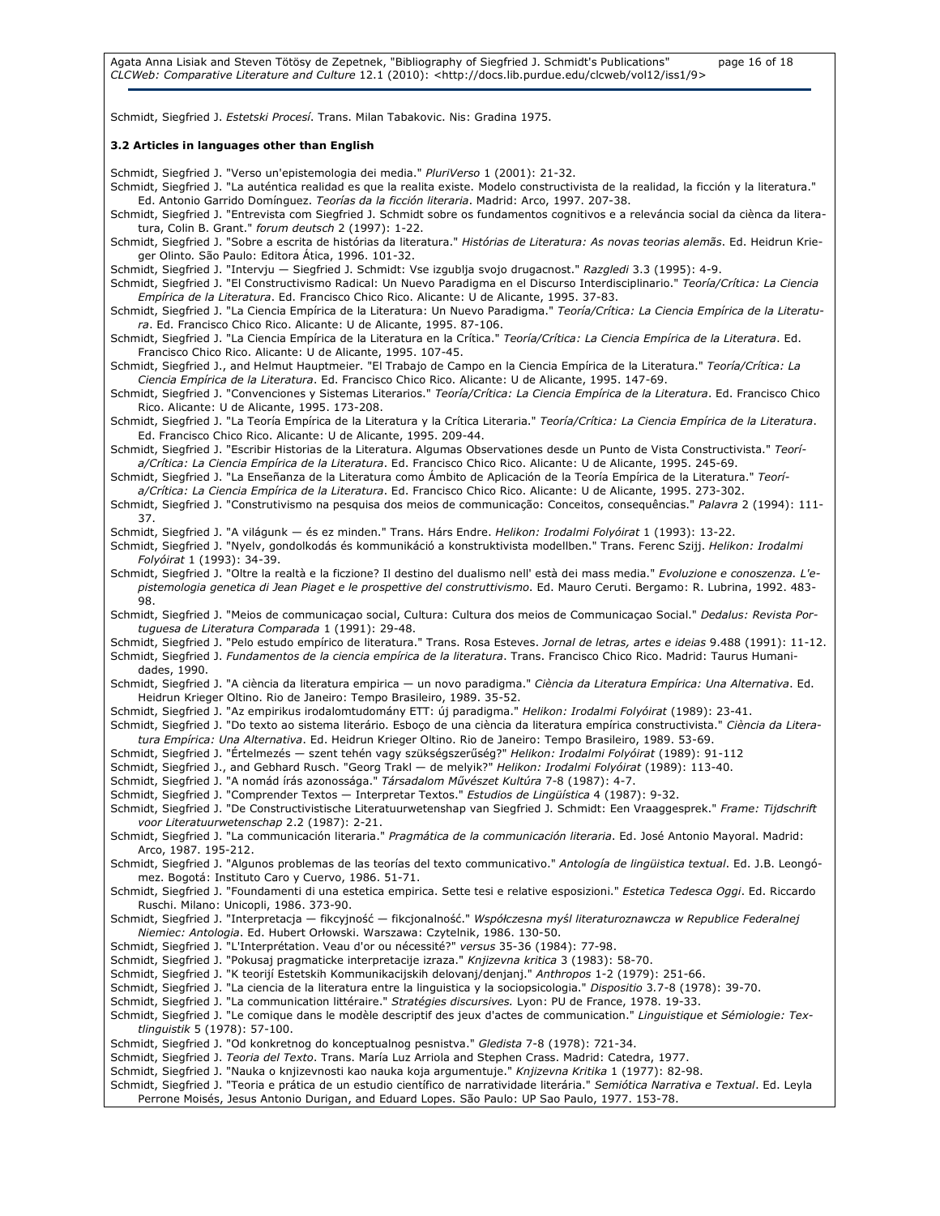Schmidt, Siegfried J. *Estetski Procesí*. Trans. Milan Tabakovic. Nis: Gradina 1975.

### 3.2 Articles in languages other than English

Schmidt, Siegfried J. "Verso un'epistemologia dei media." *PluriVerso* 1 (2001): 21-32.

Schmidt, Siegfried J. "La auténtica realidad es que la realita existe. Modelo constructivista de la realidad, la ficción y la literatura." Ed. Antonio Garrido Domínguez. *Teorías da la ficción literaria*. Madrid: Arco, 1997. 207-38.

Schmidt, Siegfried J. "Entrevista com Siegfried J. Schmidt sobre os fundamentos cognitivos e a relevância social da ciència da literatura, Colin B. Grant." *forum deutsch* 2 (1997): 1-22.

Schmidt, Siegfried J. "Sobre a escrita de histórias da literatura." *Histórias de Literatura: As novas teorias alemãs*. Ed. Heidrun Krieger Olinto. São Paulo: Editora Ática, 1996. 101-32.

Schmidt, Siegfried J. "Intervju — Siegfried J. Schmidt: Vse izgublja svojo drugacnost." *Razgledi* 3.3 (1995): 4-9.

Schmidt, Siegfried J. "El Constructivismo Radical: Un Nuevo Paradigma en el Discurso Interdisciplinario." *Teoría/Crítica: La Ciencia Empírica de la Literatura*. Ed. Francisco Chico Rico. Alicante: U de Alicante, 1995. 37-83.

Schmidt, Siegfried J. "La Ciencia Empírica de la Literatura: Un Nuevo Paradigma." *Teoría/Crítica: La Ciencia Empírica de la Literatura*. Ed. Francisco Chico Rico. Alicante: U de Alicante, 1995. 87-106.

Schmidt, Siegfried J. "La Ciencia Empírica de la Literatura en la Crítica." *Teoría/Crítica: La Ciencia Empírica de la Literatura*. Ed. Francisco Chico Rico. Alicante: U de Alicante, 1995. 107-45.

Schmidt, Siegfried J., and Helmut Hauptmeier. "El Trabajo de Campo en la Ciencia Empírica de la Literatura." *Teoría/Crítica: La Ciencia Empírica de la Literatura*. Ed. Francisco Chico Rico. Alicante: U de Alicante, 1995. 147-69.

Schmidt, Siegfried J. "Convenciones y Sistemas Literarios." *Teoría/Crítica: La Ciencia Empírica de la Literatura*. Ed. Francisco Chico Rico. Alicante: U de Alicante, 1995. 173-208.

Schmidt, Siegfried J. "La Teoría Empírica de la Literatura y la Crítica Literaria." *Teoría/Crítica: La Ciencia Empírica de la Literatura*. Ed. Francisco Chico Rico. Alicante: U de Alicante, 1995. 209-44.

Schmidt, Siegfried J. "Escribir Historias de la Literatura. Algumas Observationes desde un Punto de Vista Constructivista." *Teoría/Crítica: La Ciencia Empírica de la Literatura*. Ed. Francisco Chico Rico. Alicante: U de Alicante, 1995. 245-69.

Schmidt, Siegfried J. "La Enseñanza de la Literatura como Ámbito de Aplicación de la Teoría Empírica de la Literatura." *Teoría/Crítica: La Ciencia Empírica de la Literatura*. Ed. Francisco Chico Rico. Alicante: U de Alicante, 1995. 273-302.

Schmidt, Siegfried J. "Construtivismo na pesquisa dos meios de communicação: Conceitos, consequências." *Palavra* 2 (1994): 111-37.

Schmidt, Siegfried J. "A világunk — és ez minden." Trans. Hárs Endre. *Helikon: Irodalmi Folyóirat* 1 (1993): 13-22.

Schmidt, Siegfried J. "Nyelv, gondolkodás és kommunikáció a konstruktivista modellben." Trans. Ferenc Szijj. *Helikon: Irodalmi Folyóirat* 1 (1993): 34-39.

Schmidt, Siegfried J. "Oltre la realtà e la ficzione? Il destino del dualismo nell' està dei mass media." *Evoluzione e conoszenza. L'epistemologia genetica di Jean Piaget e le prospettive del construttivismo*. Ed. Mauro Ceruti. Bergamo: R. Lubrina, 1992. 483-98.

Schmidt, Siegfried J. "Meios de communicaçao social, Cultura: Cultura dos meios de Communicaçao Social." *Dedalus: Revista Portuguesa de Literatura Comparada* 1 (1991): 29-48.

Schmidt, Siegfried J. "Pelo estudo empírico de literatura." Trans. Rosa Esteves. *Jornal de letras, artes e ideias* 9.488 (1991): 11-12.

Schmidt, Siegfried J. *Fundamentos de la ciencia empírica de la literatura*. Trans. Francisco Chico Rico. Madrid: Taurus Humanidades, 1990.

Schmidt, Siegfried J. "A ciència da literatura empirica — un novo paradigma." *Ciència da Literatura Empírica: Una Alternativa*. Ed. Heidrun Krieger Oltino. Rio de Janeiro: Tempo Brasileiro, 1989. 35-52.

Schmidt, Siegfried J. "Az empirikus irodalomtudomány ETT: új paradigma." *Helikon: Irodalmi Folyóirat* (1989): 23-41.

Schmidt, Siegfried J. "Do texto ao sistema literário. Esboço de una ciència da literatura empírica constructivista." *Ciència da Literatura Empírica: Una Alternativa*. Ed. Heidrun Krieger Oltino. Rio de Janeiro: Tempo Brasileiro, 1989. 53-69.

Schmidt, Siegfried J. "Értelmezés — szent tehén vagy szükségszerűség?" *Helikon: Irodalmi Folyóirat* (1989): 91-112

Schmidt, Siegfried J., and Gebhard Rusch. "Georg Trakl — de melyik?" *Helikon: Irodalmi Folyóirat* (1989): 113-40.

Schmidt, Siegfried J. "A nomád írás azonossága." *Társadalom Művészet Kultúra* 7-8 (1987): 4-7.

Schmidt, Siegfried J. "Comprender Textos — Interpretar Textos." *Estudios de Lingüística* 4 (1987): 9-32.

Schmidt, Siegfried J. "De Constructivistische Literatuurwetenshap van Siegfried J. Schmidt: Een Vraaggesprek." *Frame: Tijdschrift voor Literatuurwetenschap* 2.2 (1987): 2-21.

Schmidt, Siegfried J. "La communicación literaria." *Pragmática de la communicación literaria*. Ed. José Antonio Mayoral. Madrid: Arco, 1987. 195-212.

Schmidt, Siegfried J. "Algunos problemas de las teorías del texto communicativo." *Antología de lingüistica textual*. Ed. J.B. Leongómez. Bogotá: Instituto Caro y Cuervo, 1986. 51-71.

Schmidt, Siegfried J. "Foundamenti di una estetica empirica. Sette tesi e relative esposizioni." *Estetica Tedesca Oggi*. Ed. Riccardo Ruschi. Milano: Unicopli, 1986. 373-90.

Schmidt, Siegfried J. "Interpretacja — fikcyjność — fikcjonalność." *Współczesna myśl literaturoznawcza w Republice Federalnej Niemiec: Antologia*. Ed. Hubert Orłowski. Warszawa: Czytelnik, 1986. 130-50.

Schmidt, Siegfried J. "L'Interprétation. Veau d'or ou nécessité?" *versus* 35-36 (1984): 77-98.

Schmidt, Siegfried J. "Pokusaj pragmaticke interpretacije izraza." *Knjizevna kritica* 3 (1983): 58-70.

Schmidt, Siegfried J. "K teorijí Estetskih Kommunikacijskih delovanj/denjanj." *Anthropos* 1-2 (1979): 251-66.

Schmidt, Siegfried J. "La ciencia de la literatura entre la linguistica y la sociopsicologia." *Dispositio* 3.7-8 (1978): 39-70.

Schmidt, Siegfried J. "La communication littéraire." *Stratégies discursives.* Lyon: PU de France, 1978. 19-33.

Schmidt, Siegfried J. "Le comique dans le modèle descriptif des jeux d'actes de communication." *Linguistique et Sémiologie: Textlinguistik* 5 (1978): 57-100.

Schmidt, Siegfried J. "Od konkretnog do konceptualnog pesnistva." *Gledista* 7-8 (1978): 721-34.

Schmidt, Siegfried J. *Teoria del Texto*. Trans. María Luz Arriola and Stephen Crass. Madrid: Catedra, 1977.

Schmidt, Siegfried J. "Nauka o knjizevnosti kao nauka koja argumentuje." *Knjizevna Kritika* 1 (1977): 82-98.

Schmidt, Siegfried J. "Teoria e prática de un estudio científico de narratividade literária." *Semiótica Narrativa e Textual*. Ed. Leyla Perrone Moisés, Jesus Antonio Durigan, and Eduard Lopes. São Paulo: UP Sao Paulo, 1977. 153-78.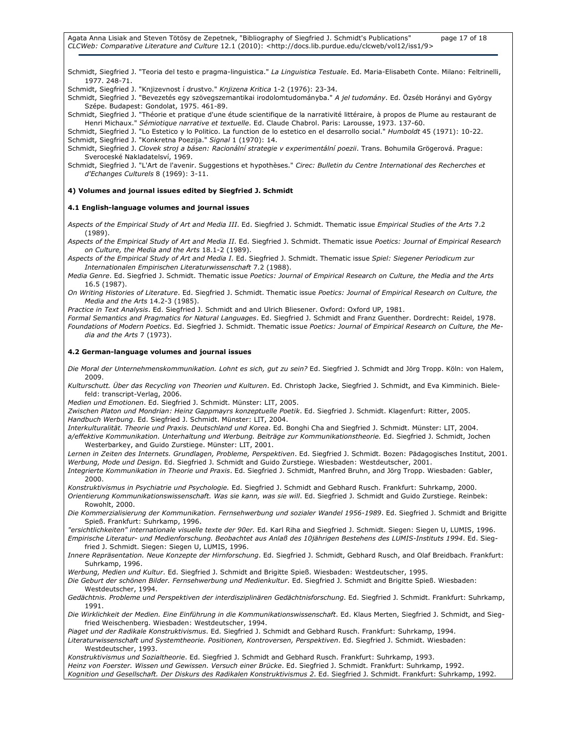Schmidt, Siegfried J. "Teoria del testo e pragma-linguistica." *La Linguistica Testuale*. Ed. Maria-Elisabeth Conte. Milano: Feltrinelli, 1977. 248-71.

Schmidt, Siegfried J. "Knjizevnost í drustvo." *Knjizena Kritica* 1-2 (1976): 23-34.

Schmidt, Siegfried J. "Bevezetés egy szövegszemantikai irodolomtudományba." *A jel tudomány*. Ed. Özséb Horányi and György Szépe. Budapest: Gondolat, 1975. 461-89.

Schmidt, Siegfried J. "Théorie et pratique d'une étude scientifique de la narrativité littéraire, à propos de Plume au restaurant de Henri Michaux." *Sémiotique narrative et textuelle*. Ed. Claude Chabrol. Paris: Larousse, 1973. 137-60.

Schmidt, Siegfried J. "Lo Estetico y lo Politico. La function de lo estetico en el desarrollo social." *Humboldt* 45 (1971): 10-22.

Schmidt, Siegfried J. "Konkretna Poezija." *Signal* 1 (1970): 14.

Schmidt, Siegfried J. *Clovek stroj a básen: Racionální strategie v experimentální poezii*. Trans. Bohumila Grögerová. Prague: Sveroceské Nakladatelsví, 1969.

Schmidt, Siegfried J. "L'Art de l'avenir. Suggestions et hypothèses." *Cirec: Bulletin du Centre International des Recherches et d'Echanges Culturels* 8 (1969): 3-11.

**4) Volumes and journal issues edited by Siegfried J. Schmidt**

**4.1 English-language volumes and journal issues**

*Aspects of the Empirical Study of Art and Media III*. Ed. Siegfried J. Schmidt. Thematic issue *Empirical Studies of the Arts* 7.2 (1989).

*Aspects of the Empirical Study of Art and Media II*. Ed. Siegfried J. Schmidt. Thematic issue *Poetics: Journal of Empirical Research on Culture, the Media and the Arts* 18.1-2 (1989).

*Aspects of the Empirical Study of Art and Media I*. Ed. Siegfried J. Schmidt. Thematic issue *Spiel: Siegener Periodicum zur Internationalen Empirischen Literaturwissenschaft* 7.2 (1988).

*Media Genre*. Ed. Siegfried J. Schmidt. Thematic issue *Poetics: Journal of Empirical Research on Culture, the Media and the Arts* 16.5 (1987).

*On Writing Histories of Literature*. Ed. Siegfried J. Schmidt. Thematic issue *Poetics: Journal of Empirical Research on Culture, the Media and the Arts* 14.2-3 (1985).

*Practice in Text Analysis*. Ed. Siegfried J. Schmidt and and Ulrich Bliesener. Oxford: Oxford UP, 1981.

*Formal Semantics and Pragmatics for Natural Languages*. Ed. Siegfried J. Schmidt and Franz Guenther. Dordrecht: Reidel, 1978.

*Foundations of Modern Poetics*. Ed. Siegfried J. Schmidt. Thematic issue *Poetics: Journal of Empirical Research on Culture, the Media and the Arts* 7 (1973).

**4.2 German-language volumes and journal issues**

*Die Moral der Unternehmenskommunikation. Lohnt es sich, gut zu sein?* Ed. Siegfried J. Schmidt and Jörg Tropp. Köln: von Halem, 2009.

*Kulturschutt. Über das Recycling von Theorien und Kulturen*. Ed. Christoph Jacke, Siegfried J. Schmidt, and Eva Kimminich. Bielefeld: transcript-Verlag, 2006.

*Medien und Emotionen*. Ed. Siegfried J. Schmidt. Münster: LIT, 2005.

*Zwischen Platon und Mondrian: Heinz Gappmayrs konzeptuelle Poetik*. Ed. Siegfried J. Schmidt. Klagenfurt: Ritter, 2005.

*Handbuch Werbung*. Ed. Siegfried J. Schmidt. Münster: LIT, 2004.

*Interkulturalität. Theorie und Praxis. Deutschland und Korea*. Ed. Bonghi Cha and Siegfried J. Schmidt. Münster: LIT, 2004.

*a/effektive Kommunikation. Unterhaltung und Werbung. Beiträge zur Kommunikationstheorie.* Ed. Siegfried J. Schmidt, Jochen Westerbarkey, and Guido Zurstiege. Münster: LIT, 2001.

*Lernen in Zeiten des Internets. Grundlagen, Probleme, Perspektiven*. Ed. Siegfried J. Schmidt. Bozen: Pädagogisches Institut, 2001.

*Werbung, Mode und Design*. Ed. Siegfried J. Schmidt and Guido Zurstiege. Wiesbaden: Westdeutscher, 2001.

*Integrierte Kommunikation in Theorie und Praxis*. Ed. Siegfried J. Schmidt, Manfred Bruhn, and Jörg Tropp. Wiesbaden: Gabler, 2000.

*Konstruktivismus in Psychiatrie und Psychologie.* Ed. Siegfried J. Schmidt and Gebhard Rusch. Frankfurt: Suhrkamp, 2000.

*Orientierung Kommunikationswissenschaft. Was sie kann, was sie will*. Ed. Siegfried J. Schmidt and Guido Zurstiege. Reinbek: Rowohlt, 2000.

*Die Kommerzialisierung der Kommunikation. Fernsehwerbung und sozialer Wandel 1956-1989*. Ed. Siegfried J. Schmidt and Brigitte Spieß. Frankfurt: Suhrkamp, 1996.

*"ersichtlichkeiten" internationale visuelle texte der 90er.* Ed. Karl Riha and Siegfried J. Schmidt. Siegen: Siegen U, LUMIS, 1996.

*Empirische Literatur- und Medienforschung. Beobachtet aus Anlaß des 10jährigen Bestehens des LUMIS-Instituts 1994*. Ed. Siegfried J. Schmidt. Siegen: Siegen U, LUMIS, 1996.

*Innere Repräsentation. Neue Konzepte der Hirnforschung*. Ed. Siegfried J. Schmidt, Gebhard Rusch, and Olaf Breidbach. Frankfurt: Suhrkamp, 1996.

*Werbung, Medien und Kultur*. Ed. Siegfried J. Schmidt and Brigitte Spieß. Wiesbaden: Westdeutscher, 1995.

*Die Geburt der schönen Bilder. Fernsehwerbung und Medienkultur*. Ed. Siegfried J. Schmidt and Brigitte Spieß. Wiesbaden: Westdeutscher, 1994.

*Gedächtnis. Probleme und Perspektiven der interdisziplinären Gedächtnisforschung*. Ed. Siegfried J. Schmidt. Frankfurt: Suhrkamp, 1991.

*Die Wirklichkeit der Medien. Eine Einführung in die Kommunikationswissenschaft*. Ed. Klaus Merten, Siegfried J. Schmidt, and Siegfried Weischenberg. Wiesbaden: Westdeutscher, 1994.

*Piaget und der Radikale Konstruktivismus*. Ed. Siegfried J. Schmidt and Gebhard Rusch. Frankfurt: Suhrkamp, 1994.

*Literaturwissenschaft und Systemtheorie. Positionen, Kontroversen, Perspektiven*. Ed. Siegfried J. Schmidt. Wiesbaden: Westdeutscher, 1993.

*Konstruktivismus und Sozialtheorie*. Ed. Siegfried J. Schmidt and Gebhard Rusch. Frankfurt: Suhrkamp, 1993.

*Heinz von Foerster. Wissen und Gewissen. Versuch einer Brücke*. Ed. Siegfried J. Schmidt. Frankfurt: Suhrkamp, 1992.

*Kognition und Gesellschaft. Der Diskurs des Radikalen Konstruktivismus 2*. Ed. Siegfried J. Schmidt. Frankfurt: Suhrkamp, 1992.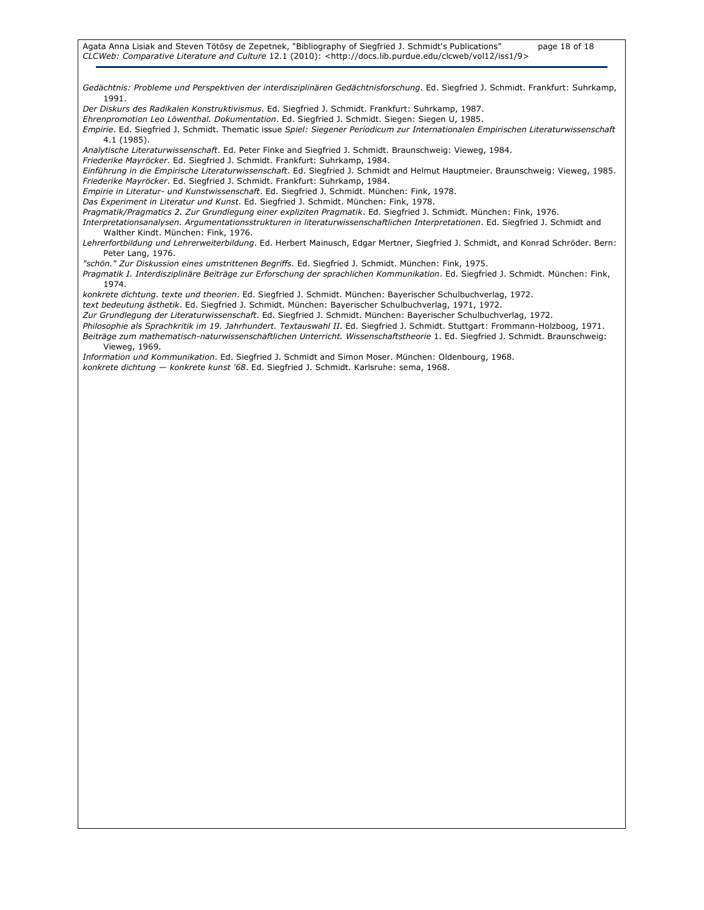*Gedächtnis: Probleme und Perspektiven der interdisziplinären Gedächtnisforschung*. Ed. Siegfried J. Schmidt. Frankfurt: Suhrkamp, 1991.

*Der Diskurs des Radikalen Konstruktivismus*. Ed. Siegfried J. Schmidt. Frankfurt: Suhrkamp, 1987.

*Ehrenpromotion Leo Löwenthal. Dokumentation*. Ed. Siegfried J. Schmidt. Siegen: Siegen U, 1985.

*Empirie*. Ed. Siegfried J. Schmidt. Thematic issue *Spiel: Siegener Periodicum zur Internationalen Empirischen Literaturwissenschaft* 4.1 (1985).

*Analytische Literaturwissenschaft*. Ed. Peter Finke and Siegfried J. Schmidt. Braunschweig: Vieweg, 1984.

*Friederike Mayröcker*. Ed. Siegfried J. Schmidt. Frankfurt: Suhrkamp, 1984.

*Einführung in die Empirische Literaturwissenschaft*. Ed. Siegfried J. Schmidt and Helmut Hauptmeier. Braunschweig: Vieweg, 1985.

*Friederike Mayröcker*. Ed. Siegfried J. Schmidt. Frankfurt: Suhrkamp, 1984.

*Empirie in Literatur- und Kunstwissenschaft*. Ed. Siegfried J. Schmidt. München: Fink, 1978.

*Das Experiment in Literatur und Kunst*. Ed. Siegfried J. Schmidt. München: Fink, 1978.

*Pragmatik/Pragmatics 2. Zur Grundlegung einer expliziten Pragmatik*. Ed. Siegfried J. Schmidt. München: Fink, 1976.

*Interpretationsanalysen. Argumentationsstrukturen in literaturwissenschaftlichen Interpretationen*. Ed. Siegfried J. Schmidt and Walther Kindt. München: Fink, 1976.

*Lehrerfortbildung und Lehrerweiterbildung*. Ed. Herbert Mainusch, Edgar Mertner, Siegfried J. Schmidt, and Konrad Schröder. Bern: Peter Lang, 1976.

*"schön." Zur Diskussion eines umstrittenen Begriffs*. Ed. Siegfried J. Schmidt. München: Fink, 1975.

*Pragmatik I. Interdisziplinäre Beiträge zur Erforschung der sprachlichen Kommunikation*. Ed. Siegfried J. Schmidt. München: Fink, 1974.

*konkrete dichtung. texte und theorien*. Ed. Siegfried J. Schmidt. München: Bayerischer Schulbuchverlag, 1972.

*text bedeutung ästhetik*. Ed. Siegfried J. Schmidt. München: Bayerischer Schulbuchverlag, 1971, 1972.

*Zur Grundlegung der Literaturwissenschaft*. Ed. Siegfried J. Schmidt. München: Bayerischer Schulbuchverlag, 1972.

*Philosophie als Sprachkritik im 19. Jahrhundert. Textauswahl II*. Ed. Siegfried J. Schmidt. Stuttgart: Frommann-Holzboog, 1971.

*Beiträge zum mathematisch-naturwissenschaftlichen Unterricht. Wissenschaftstheorie* 1. Ed. Siegfried J. Schmidt. Braunschweig: Vieweg, 1969.

*Information und Kommunikation*. Ed. Siegfried J. Schmidt and Simon Moser. München: Oldenbourg, 1968.

*konkrete dichtung — konkrete kunst '68*. Ed. Siegfried J. Schmidt. Karlsruhe: sema, 1968.